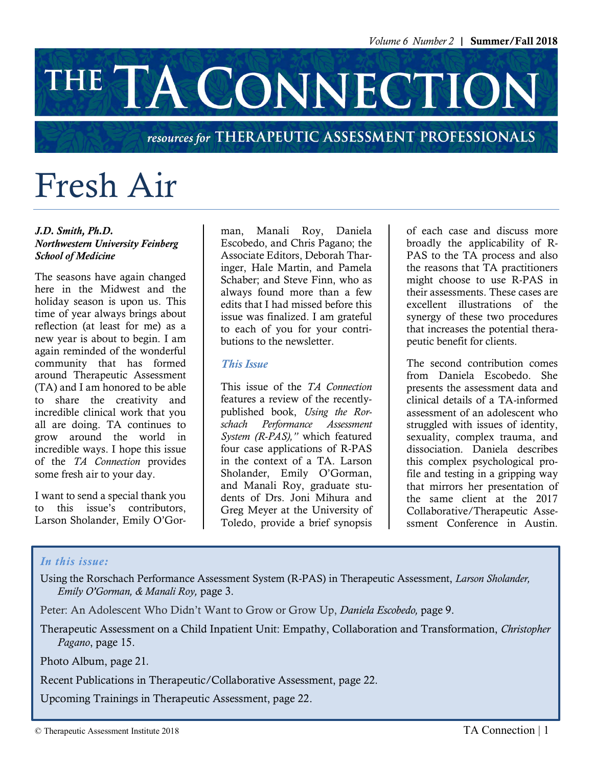# THE TA CONNECTION

resources for THERAPEUTIC ASSESSMENT PROFESSIONALS

# Fresh Air

***J.D. Smith, Ph.D.***
***Northwestern University Feinberg School of Medicine***

The seasons have again changed here in the Midwest and the holiday season is upon us. This time of year always brings about reflection (at least for me) as a new year is about to begin. I am again reminded of the wonderful community that has formed around Therapeutic Assessment (TA) and I am honored to be able to share the creativity and incredible clinical work that you all are doing. TA continues to grow around the world in incredible ways. I hope this issue of the *TA Connection* provides some fresh air to your day.

I want to send a special thank you to this issue's contributors, Larson Sholander, Emily O'Gorman, Manali Roy, Daniela Escobedo, and Chris Pagano; the Associate Editors, Deborah Tharinger, Hale Martin, and Pamela Schaber; and Steve Finn, who as always found more than a few edits that I had missed before this issue was finalized. I am grateful to each of you for your contributions to the newsletter.

### *This Issue*

This issue of the *TA Connection* features a review of the recently-published book, *Using the Rorschach Performance Assessment System (R-PAS),"* which featured four case applications of R-PAS in the context of a TA. Larson Sholander, Emily O'Gorman, and Manali Roy, graduate students of Drs. Joni Mihura and Greg Meyer at the University of Toledo, provide a brief synopsis of each case and discuss more broadly the applicability of R-PAS to the TA process and also the reasons that TA practitioners might choose to use R-PAS in their assessments. These cases are excellent illustrations of the synergy of these two procedures that increases the potential therapeutic benefit for clients.

The second contribution comes from Daniela Escobedo. She presents the assessment data and clinical details of a TA-informed assessment of an adolescent who struggled with issues of identity, sexuality, complex trauma, and dissociation. Daniela describes this complex psychological profile and testing in a gripping way that mirrors her presentation of the same client at the 2017 Collaborative/Therapeutic Assessment Conference in Austin.

***In this issue:***

Using the Rorschach Performance Assessment System (R-PAS) in Therapeutic Assessment, *Larson Sholander, Emily O'Gorman, & Manali Roy,* page 3.

Peter: An Adolescent Who Didn't Want to Grow or Grow Up, *Daniela Escobedo,* page 9.

Therapeutic Assessment on a Child Inpatient Unit: Empathy, Collaboration and Transformation, *Christopher Pagano*, page 15.

Photo Album, page 21.

Recent Publications in Therapeutic/Collaborative Assessment, page 22.

Upcoming Trainings in Therapeutic Assessment, page 22.

© Therapeutic Assessment Institute 2018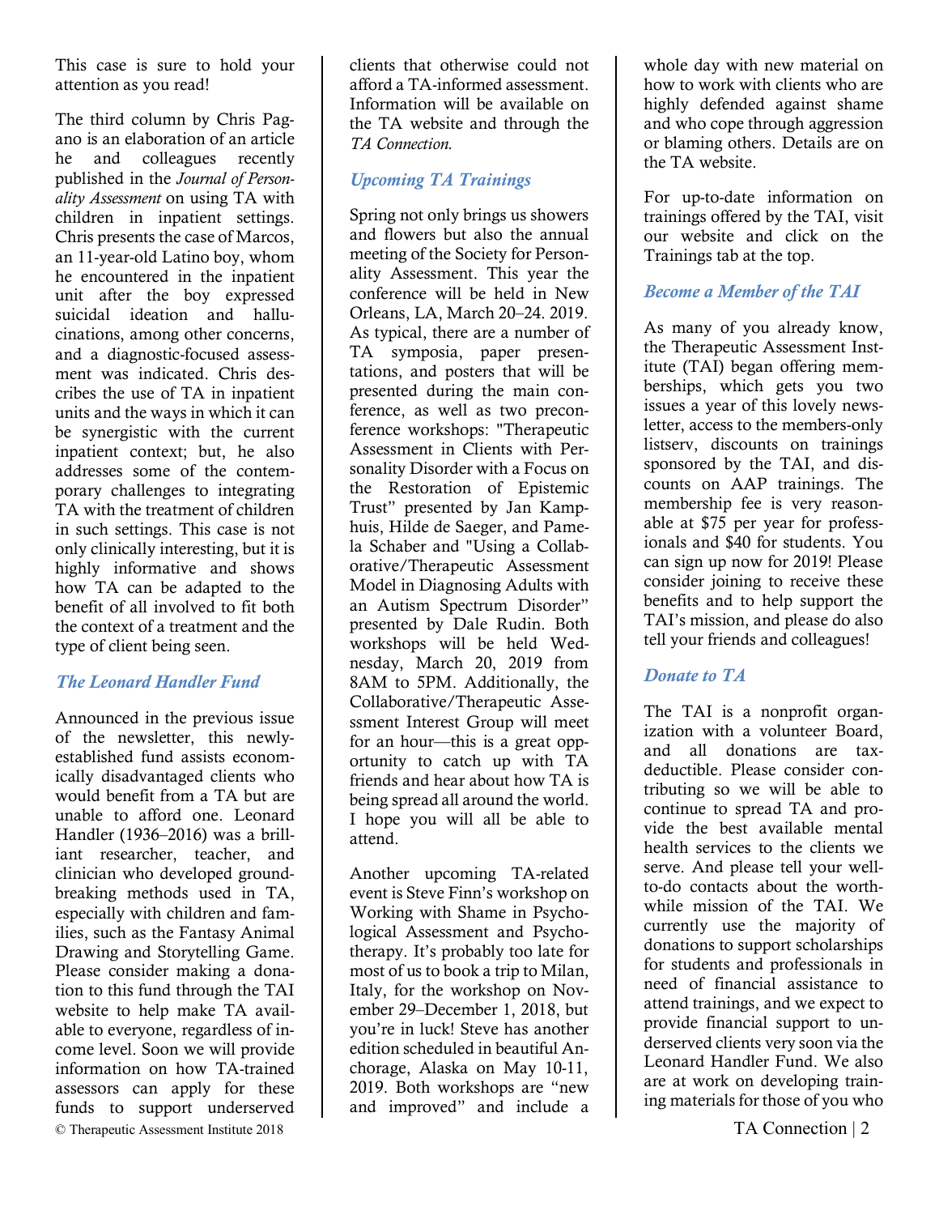This case is sure to hold your attention as you read!

The third column by Chris Pagano is an elaboration of an article he and colleagues recently published in the *Journal of Personality Assessment* on using TA with children in inpatient settings. Chris presents the case of Marcos, an 11-year-old Latino boy, whom he encountered in the inpatient unit after the boy expressed suicidal ideation and hallucinations, among other concerns, and a diagnostic-focused assessment was indicated. Chris describes the use of TA in inpatient units and the ways in which it can be synergistic with the current inpatient context; but, he also addresses some of the contemporary challenges to integrating TA with the treatment of children in such settings. This case is not only clinically interesting, but it is highly informative and shows how TA can be adapted to the benefit of all involved to fit both the context of a treatment and the type of client being seen.

### *The Leonard Handler Fund*

Announced in the previous issue of the newsletter, this newly-established fund assists economically disadvantaged clients who would benefit from a TA but are unable to afford one. Leonard Handler (1936–2016) was a brilliant researcher, teacher, and clinician who developed groundbreaking methods used in TA, especially with children and families, such as the Fantasy Animal Drawing and Storytelling Game. Please consider making a donation to this fund through the TAI website to help make TA available to everyone, regardless of income level. Soon we will provide information on how TA-trained assessors can apply for these funds to support underserved clients that otherwise could not afford a TA-informed assessment. Information will be available on the TA website and through the *TA Connection.*

### *Upcoming TA Trainings*

Spring not only brings us showers and flowers but also the annual meeting of the Society for Personality Assessment. This year the conference will be held in New Orleans, LA, March 20–24. 2019. As typical, there are a number of TA symposia, paper presentations, and posters that will be presented during the main conference, as well as two preconference workshops: "Therapeutic Assessment in Clients with Personality Disorder with a Focus on the Restoration of Epistemic Trust" presented by Jan Kamphuis, Hilde de Saeger, and Pamela Schaber and "Using a Collaborative/Therapeutic Assessment Model in Diagnosing Adults with an Autism Spectrum Disorder" presented by Dale Rudin. Both workshops will be held Wednesday, March 20, 2019 from 8AM to 5PM. Additionally, the Collaborative/Therapeutic Assessment Interest Group will meet for an hour—this is a great opportunity to catch up with TA friends and hear about how TA is being spread all around the world. I hope you will all be able to attend.

Another upcoming TA-related event is Steve Finn's workshop on Working with Shame in Psychological Assessment and Psychotherapy. It's probably too late for most of us to book a trip to Milan, Italy, for the workshop on November 29–December 1, 2018, but you're in luck! Steve has another edition scheduled in beautiful Anchorage, Alaska on May 10-11, 2019. Both workshops are "new and improved" and include a whole day with new material on how to work with clients who are highly defended against shame and who cope through aggression or blaming others. Details are on the TA website.

For up-to-date information on trainings offered by the TAI, visit our website and click on the Trainings tab at the top.

### *Become a Member of the TAI*

As many of you already know, the Therapeutic Assessment Institute (TAI) began offering memberships, which gets you two issues a year of this lovely newsletter, access to the members-only listserv, discounts on trainings sponsored by the TAI, and discounts on AAP trainings. The membership fee is very reasonable at $75 per year for professionals and $40 for students. You can sign up now for 2019! Please consider joining to receive these benefits and to help support the TAI's mission, and please do also tell your friends and colleagues!

### *Donate to TA*

The TAI is a nonprofit organization with a volunteer Board, and all donations are tax-deductible. Please consider contributing so we will be able to continue to spread TA and provide the best available mental health services to the clients we serve. And please tell your well-to-do contacts about the worthwhile mission of the TAI. We currently use the majority of donations to support scholarships for students and professionals in need of financial assistance to attend trainings, and we expect to provide financial support to underserved clients very soon via the Leonard Handler Fund. We also are at work on developing training materials for those of you who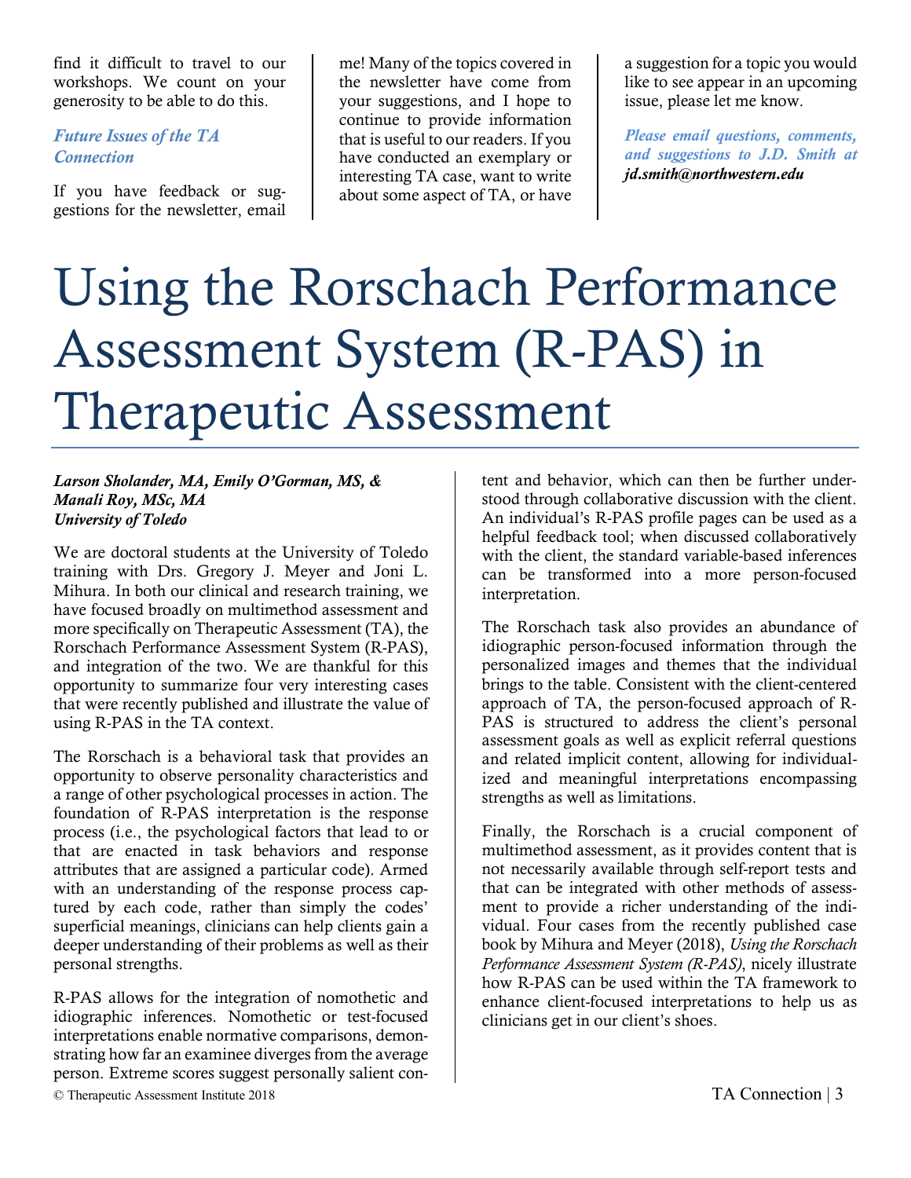find it difficult to travel to our workshops. We count on your generosity to be able to do this.

### *Future Issues of the TA Connection*

If you have feedback or suggestions for the newsletter, email me! Many of the topics covered in the newsletter have come from your suggestions, and I hope to continue to provide information that is useful to our readers. If you have conducted an exemplary or interesting TA case, want to write about some aspect of TA, or have a suggestion for a topic you would like to see appear in an upcoming issue, please let me know.

***Please email questions, comments, and suggestions to J.D. Smith at jd.smith@northwestern.edu***

# Using the Rorschach Performance Assessment System (R-PAS) in Therapeutic Assessment

***Larson Sholander, MA, Emily O'Gorman, MS, & Manali Roy, MSc, MA***
***University of Toledo***

We are doctoral students at the University of Toledo training with Drs. Gregory J. Meyer and Joni L. Mihura. In both our clinical and research training, we have focused broadly on multimethod assessment and more specifically on Therapeutic Assessment (TA), the Rorschach Performance Assessment System (R-PAS), and integration of the two. We are thankful for this opportunity to summarize four very interesting cases that were recently published and illustrate the value of using R-PAS in the TA context.

The Rorschach is a behavioral task that provides an opportunity to observe personality characteristics and a range of other psychological processes in action. The foundation of R-PAS interpretation is the response process (i.e., the psychological factors that lead to or that are enacted in task behaviors and response attributes that are assigned a particular code). Armed with an understanding of the response process captured by each code, rather than simply the codes' superficial meanings, clinicians can help clients gain a deeper understanding of their problems as well as their personal strengths.

R-PAS allows for the integration of nomothetic and idiographic inferences. Nomothetic or test-focused interpretations enable normative comparisons, demonstrating how far an examinee diverges from the average person. Extreme scores suggest personally salient content and behavior, which can then be further understood through collaborative discussion with the client. An individual's R-PAS profile pages can be used as a helpful feedback tool; when discussed collaboratively with the client, the standard variable-based inferences can be transformed into a more person-focused interpretation.

The Rorschach task also provides an abundance of idiographic person-focused information through the personalized images and themes that the individual brings to the table. Consistent with the client-centered approach of TA, the person-focused approach of R-PAS is structured to address the client's personal assessment goals as well as explicit referral questions and related implicit content, allowing for individualized and meaningful interpretations encompassing strengths as well as limitations.

Finally, the Rorschach is a crucial component of multimethod assessment, as it provides content that is not necessarily available through self-report tests and that can be integrated with other methods of assessment to provide a richer understanding of the individual. Four cases from the recently published case book by Mihura and Meyer (2018), *Using the Rorschach Performance Assessment System (R-PAS)*, nicely illustrate how R-PAS can be used within the TA framework to enhance client-focused interpretations to help us as clinicians get in our client's shoes.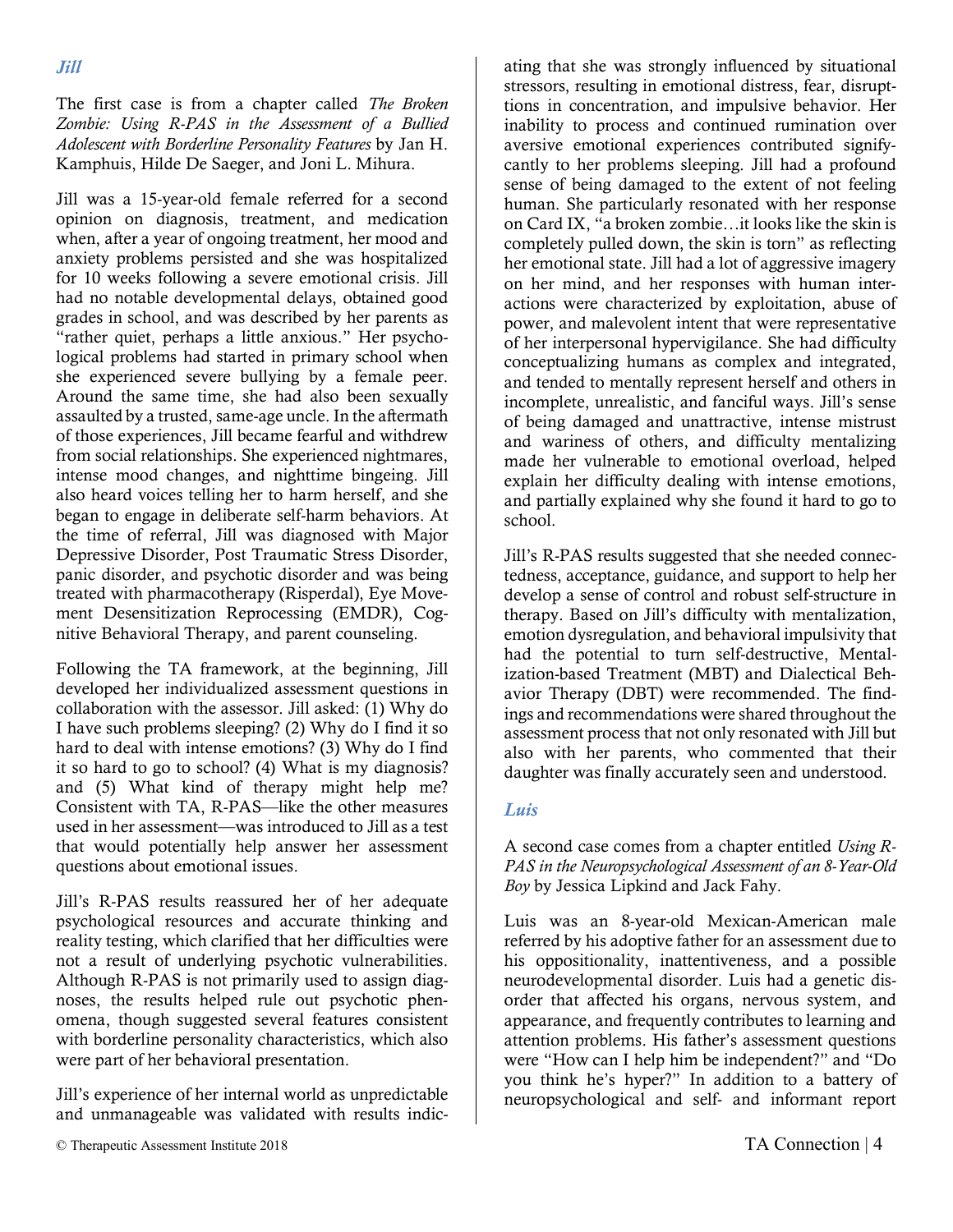### *Jill*

The first case is from a chapter called *The Broken Zombie: Using R-PAS in the Assessment of a Bullied Adolescent with Borderline Personality Features* by Jan H. Kamphuis, Hilde De Saeger, and Joni L. Mihura.

Jill was a 15-year-old female referred for a second opinion on diagnosis, treatment, and medication when, after a year of ongoing treatment, her mood and anxiety problems persisted and she was hospitalized for 10 weeks following a severe emotional crisis. Jill had no notable developmental delays, obtained good grades in school, and was described by her parents as "rather quiet, perhaps a little anxious." Her psychological problems had started in primary school when she experienced severe bullying by a female peer. Around the same time, she had also been sexually assaulted by a trusted, same-age uncle. In the aftermath of those experiences, Jill became fearful and withdrew from social relationships. She experienced nightmares, intense mood changes, and nighttime bingeing. Jill also heard voices telling her to harm herself, and she began to engage in deliberate self-harm behaviors. At the time of referral, Jill was diagnosed with Major Depressive Disorder, Post Traumatic Stress Disorder, panic disorder, and psychotic disorder and was being treated with pharmacotherapy (Risperdal), Eye Movement Desensitization Reprocessing (EMDR), Cognitive Behavioral Therapy, and parent counseling.

Following the TA framework, at the beginning, Jill developed her individualized assessment questions in collaboration with the assessor. Jill asked: (1) Why do I have such problems sleeping? (2) Why do I find it so hard to deal with intense emotions? (3) Why do I find it so hard to go to school? (4) What is my diagnosis? and (5) What kind of therapy might help me? Consistent with TA, R-PAS—like the other measures used in her assessment—was introduced to Jill as a test that would potentially help answer her assessment questions about emotional issues.

Jill's R-PAS results reassured her of her adequate psychological resources and accurate thinking and reality testing, which clarified that her difficulties were not a result of underlying psychotic vulnerabilities. Although R-PAS is not primarily used to assign diagnoses, the results helped rule out psychotic phenomena, though suggested several features consistent with borderline personality characteristics, which also were part of her behavioral presentation.

Jill's experience of her internal world as unpredictable and unmanageable was validated with results indicating that she was strongly influenced by situational stressors, resulting in emotional distress, fear, disruptions in concentration, and impulsive behavior. Her inability to process and continued rumination over aversive emotional experiences contributed significantly to her problems sleeping. Jill had a profound sense of being damaged to the extent of not feeling human. She particularly resonated with her response on Card IX, "a broken zombie…it looks like the skin is completely pulled down, the skin is torn" as reflecting her emotional state. Jill had a lot of aggressive imagery on her mind, and her responses with human interactions were characterized by exploitation, abuse of power, and malevolent intent that were representative of her interpersonal hypervigilance. She had difficulty conceptualizing humans as complex and integrated, and tended to mentally represent herself and others in incomplete, unrealistic, and fanciful ways. Jill's sense of being damaged and unattractive, intense mistrust and wariness of others, and difficulty mentalizing made her vulnerable to emotional overload, helped explain her difficulty dealing with intense emotions, and partially explained why she found it hard to go to school.

Jill's R-PAS results suggested that she needed connectedness, acceptance, guidance, and support to help her develop a sense of control and robust self-structure in therapy. Based on Jill's difficulty with mentalization, emotion dysregulation, and behavioral impulsivity that had the potential to turn self-destructive, Mentalization-based Treatment (MBT) and Dialectical Behavior Therapy (DBT) were recommended. The findings and recommendations were shared throughout the assessment process that not only resonated with Jill but also with her parents, who commented that their daughter was finally accurately seen and understood.

### *Luis*

A second case comes from a chapter entitled *Using R-PAS in the Neuropsychological Assessment of an 8-Year-Old Boy* by Jessica Lipkind and Jack Fahy.

Luis was an 8-year-old Mexican-American male referred by his adoptive father for an assessment due to his oppositionality, inattentiveness, and a possible neurodevelopmental disorder. Luis had a genetic disorder that affected his organs, nervous system, and appearance, and frequently contributes to learning and attention problems. His father's assessment questions were "How can I help him be independent?" and "Do you think he's hyper?" In addition to a battery of neuropsychological and self- and informant report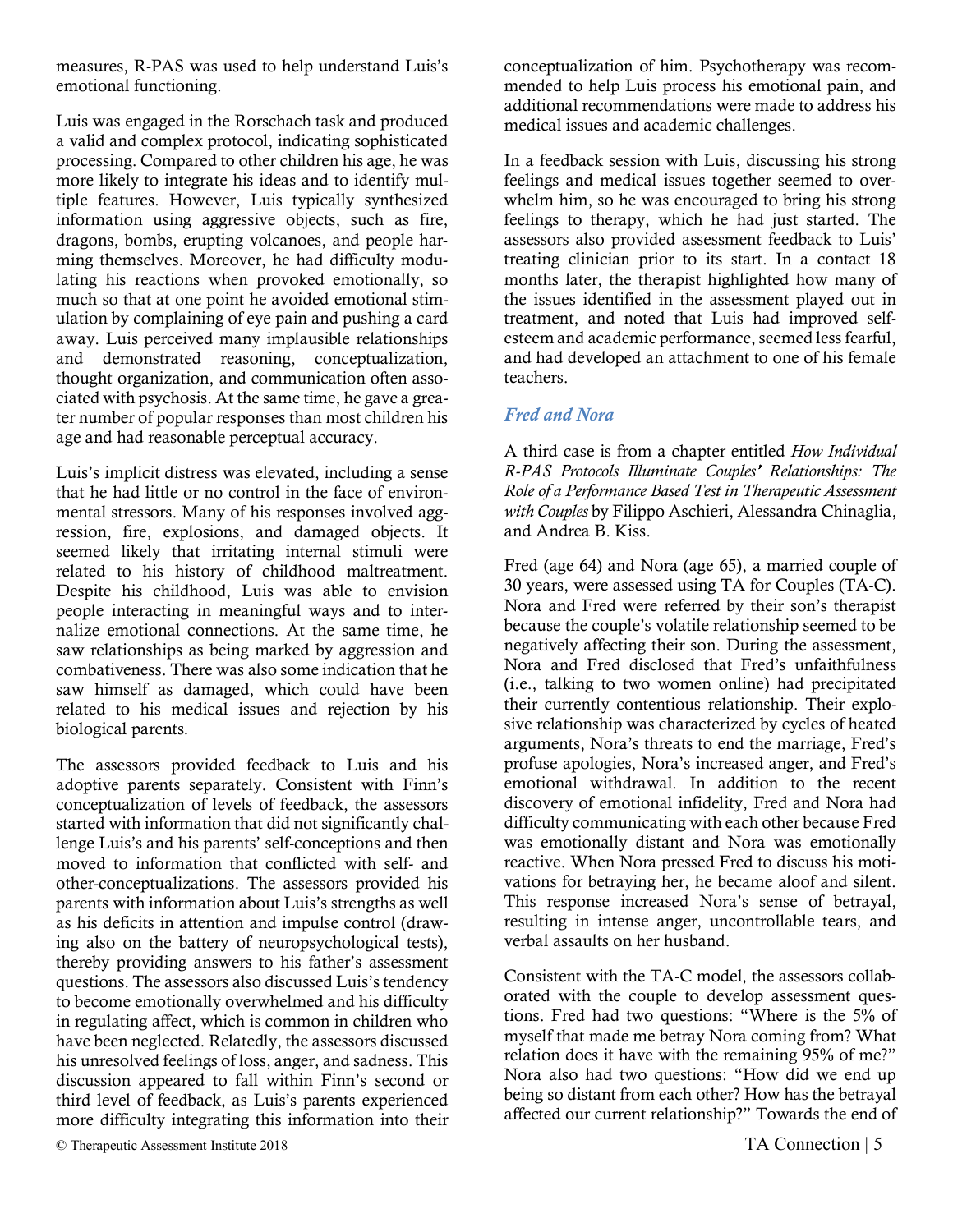measures, R-PAS was used to help understand Luis's emotional functioning.

Luis was engaged in the Rorschach task and produced a valid and complex protocol, indicating sophisticated processing. Compared to other children his age, he was more likely to integrate his ideas and to identify multiple features. However, Luis typically synthesized information using aggressive objects, such as fire, dragons, bombs, erupting volcanoes, and people harming themselves. Moreover, he had difficulty modulating his reactions when provoked emotionally, so much so that at one point he avoided emotional stimulation by complaining of eye pain and pushing a card away. Luis perceived many implausible relationships and demonstrated reasoning, conceptualization, thought organization, and communication often associated with psychosis. At the same time, he gave a greater number of popular responses than most children his age and had reasonable perceptual accuracy.

Luis's implicit distress was elevated, including a sense that he had little or no control in the face of environmental stressors. Many of his responses involved aggression, fire, explosions, and damaged objects. It seemed likely that irritating internal stimuli were related to his history of childhood maltreatment. Despite his childhood, Luis was able to envision people interacting in meaningful ways and to internalize emotional connections. At the same time, he saw relationships as being marked by aggression and combativeness. There was also some indication that he saw himself as damaged, which could have been related to his medical issues and rejection by his biological parents.

The assessors provided feedback to Luis and his adoptive parents separately. Consistent with Finn's conceptualization of levels of feedback, the assessors started with information that did not significantly challenge Luis's and his parents' self-conceptions and then moved to information that conflicted with self- and other-conceptualizations. The assessors provided his parents with information about Luis's strengths as well as his deficits in attention and impulse control (drawing also on the battery of neuropsychological tests), thereby providing answers to his father's assessment questions. The assessors also discussed Luis's tendency to become emotionally overwhelmed and his difficulty in regulating affect, which is common in children who have been neglected. Relatedly, the assessors discussed his unresolved feelings of loss, anger, and sadness. This discussion appeared to fall within Finn's second or third level of feedback, as Luis's parents experienced more difficulty integrating this information into their conceptualization of him. Psychotherapy was recommended to help Luis process his emotional pain, and additional recommendations were made to address his medical issues and academic challenges.

In a feedback session with Luis, discussing his strong feelings and medical issues together seemed to overwhelm him, so he was encouraged to bring his strong feelings to therapy, which he had just started. The assessors also provided assessment feedback to Luis' treating clinician prior to its start. In a contact 18 months later, the therapist highlighted how many of the issues identified in the assessment played out in treatment, and noted that Luis had improved self-esteem and academic performance, seemed less fearful, and had developed an attachment to one of his female teachers.

### *Fred and Nora*

A third case is from a chapter entitled *How Individual R-PAS Protocols Illuminate Couples' Relationships: The Role of a Performance Based Test in Therapeutic Assessment with Couples* by Filippo Aschieri, Alessandra Chinaglia, and Andrea B. Kiss.

Fred (age 64) and Nora (age 65), a married couple of 30 years, were assessed using TA for Couples (TA-C). Nora and Fred were referred by their son's therapist because the couple's volatile relationship seemed to be negatively affecting their son. During the assessment, Nora and Fred disclosed that Fred's unfaithfulness (i.e., talking to two women online) had precipitated their currently contentious relationship. Their explosive relationship was characterized by cycles of heated arguments, Nora's threats to end the marriage, Fred's profuse apologies, Nora's increased anger, and Fred's emotional withdrawal. In addition to the recent discovery of emotional infidelity, Fred and Nora had difficulty communicating with each other because Fred was emotionally distant and Nora was emotionally reactive. When Nora pressed Fred to discuss his motivations for betraying her, he became aloof and silent. This response increased Nora's sense of betrayal, resulting in intense anger, uncontrollable tears, and verbal assaults on her husband.

Consistent with the TA-C model, the assessors collaborated with the couple to develop assessment questions. Fred had two questions: "Where is the 5% of myself that made me betray Nora coming from? What relation does it have with the remaining 95% of me?" Nora also had two questions: "How did we end up being so distant from each other? How has the betrayal affected our current relationship?" Towards the end of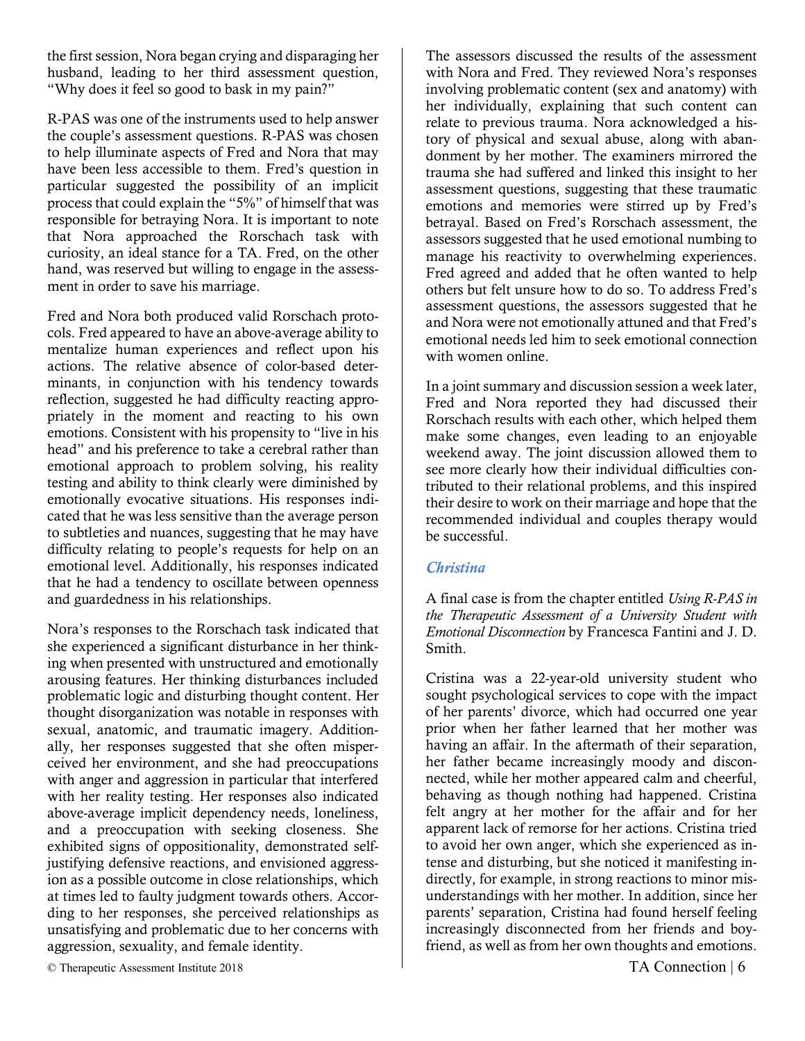the first session, Nora began crying and disparaging her husband, leading to her third assessment question, "Why does it feel so good to bask in my pain?"

R-PAS was one of the instruments used to help answer the couple's assessment questions. R-PAS was chosen to help illuminate aspects of Fred and Nora that may have been less accessible to them. Fred's question in particular suggested the possibility of an implicit process that could explain the "5%" of himself that was responsible for betraying Nora. It is important to note that Nora approached the Rorschach task with curiosity, an ideal stance for a TA. Fred, on the other hand, was reserved but willing to engage in the assessment in order to save his marriage.

Fred and Nora both produced valid Rorschach protocols. Fred appeared to have an above-average ability to mentalize human experiences and reflect upon his actions. The relative absence of color-based determinants, in conjunction with his tendency towards reflection, suggested he had difficulty reacting appropriately in the moment and reacting to his own emotions. Consistent with his propensity to "live in his head" and his preference to take a cerebral rather than emotional approach to problem solving, his reality testing and ability to think clearly were diminished by emotionally evocative situations. His responses indicated that he was less sensitive than the average person to subtleties and nuances, suggesting that he may have difficulty relating to people's requests for help on an emotional level. Additionally, his responses indicated that he had a tendency to oscillate between openness and guardedness in his relationships.

Nora's responses to the Rorschach task indicated that she experienced a significant disturbance in her thinking when presented with unstructured and emotionally arousing features. Her thinking disturbances included problematic logic and disturbing thought content. Her thought disorganization was notable in responses with sexual, anatomic, and traumatic imagery. Additionally, her responses suggested that she often misperceived her environment, and she had preoccupations with anger and aggression in particular that interfered with her reality testing. Her responses also indicated above-average implicit dependency needs, loneliness, and a preoccupation with seeking closeness. She exhibited signs of oppositionality, demonstrated self-justifying defensive reactions, and envisioned aggression as a possible outcome in close relationships, which at times led to faulty judgment towards others. According to her responses, she perceived relationships as unsatisfying and problematic due to her concerns with aggression, sexuality, and female identity.

The assessors discussed the results of the assessment with Nora and Fred. They reviewed Nora's responses involving problematic content (sex and anatomy) with her individually, explaining that such content can relate to previous trauma. Nora acknowledged a history of physical and sexual abuse, along with abandonment by her mother. The examiners mirrored the trauma she had suffered and linked this insight to her assessment questions, suggesting that these traumatic emotions and memories were stirred up by Fred's betrayal. Based on Fred's Rorschach assessment, the assessors suggested that he used emotional numbing to manage his reactivity to overwhelming experiences. Fred agreed and added that he often wanted to help others but felt unsure how to do so. To address Fred's assessment questions, the assessors suggested that he and Nora were not emotionally attuned and that Fred's emotional needs led him to seek emotional connection with women online.

In a joint summary and discussion session a week later, Fred and Nora reported they had discussed their Rorschach results with each other, which helped them make some changes, even leading to an enjoyable weekend away. The joint discussion allowed them to see more clearly how their individual difficulties contributed to their relational problems, and this inspired their desire to work on their marriage and hope that the recommended individual and couples therapy would be successful.

### *Christina*

A final case is from the chapter entitled *Using R-PAS in the Therapeutic Assessment of a University Student with Emotional Disconnection* by Francesca Fantini and J. D. Smith.

Cristina was a 22-year-old university student who sought psychological services to cope with the impact of her parents' divorce, which had occurred one year prior when her father learned that her mother was having an affair. In the aftermath of their separation, her father became increasingly moody and disconnected, while her mother appeared calm and cheerful, behaving as though nothing had happened. Cristina felt angry at her mother for the affair and for her apparent lack of remorse for her actions. Cristina tried to avoid her own anger, which she experienced as intense and disturbing, but she noticed it manifesting indirectly, for example, in strong reactions to minor misunderstandings with her mother. In addition, since her parents' separation, Cristina had found herself feeling increasingly disconnected from her friends and boyfriend, as well as from her own thoughts and emotions.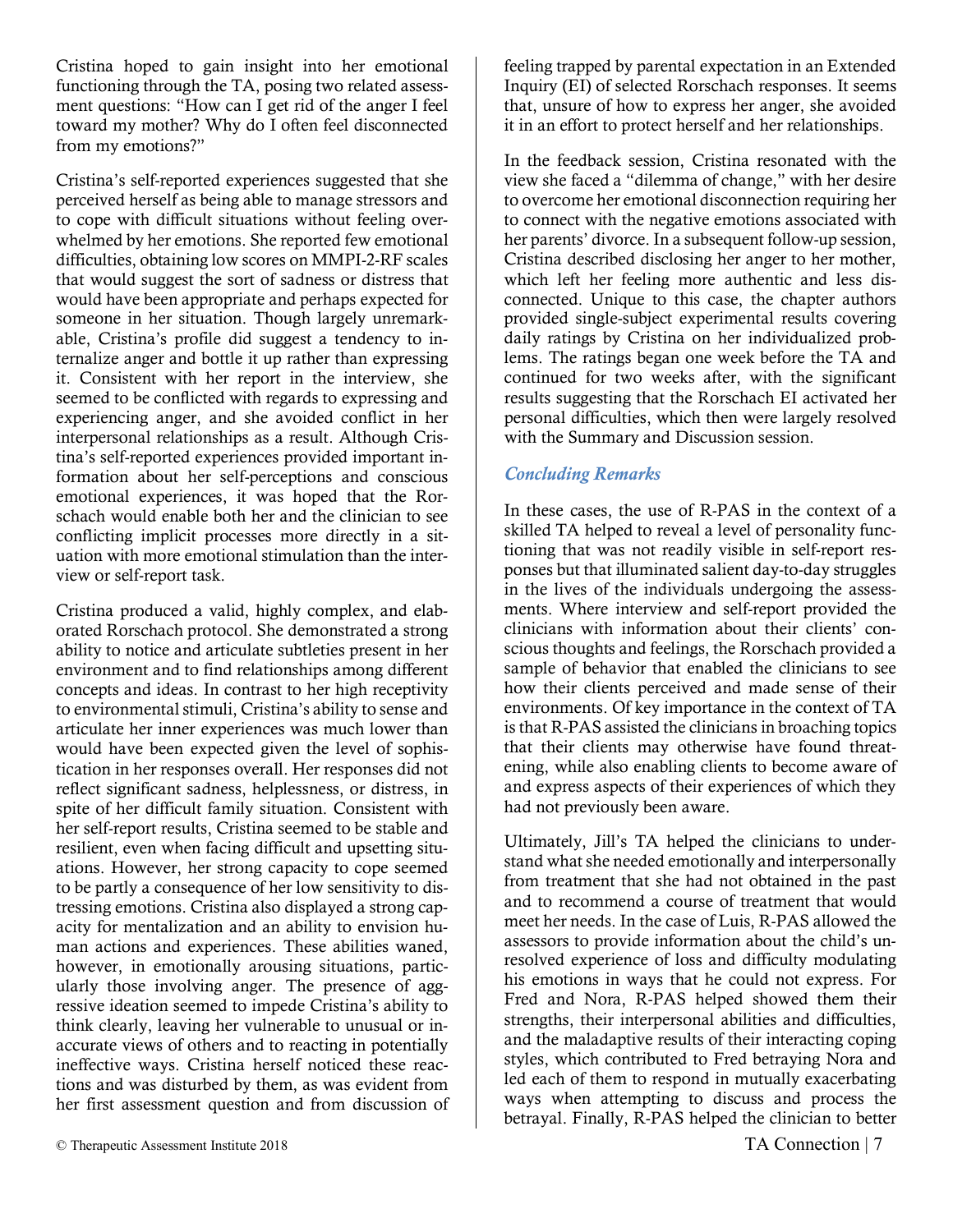Cristina hoped to gain insight into her emotional functioning through the TA, posing two related assessment questions: "How can I get rid of the anger I feel toward my mother? Why do I often feel disconnected from my emotions?"

Cristina's self-reported experiences suggested that she perceived herself as being able to manage stressors and to cope with difficult situations without feeling overwhelmed by her emotions. She reported few emotional difficulties, obtaining low scores on MMPI-2-RF scales that would suggest the sort of sadness or distress that would have been appropriate and perhaps expected for someone in her situation. Though largely unremarkable, Cristina's profile did suggest a tendency to internalize anger and bottle it up rather than expressing it. Consistent with her report in the interview, she seemed to be conflicted with regards to expressing and experiencing anger, and she avoided conflict in her interpersonal relationships as a result. Although Cristina's self-reported experiences provided important information about her self-perceptions and conscious emotional experiences, it was hoped that the Rorschach would enable both her and the clinician to see conflicting implicit processes more directly in a situation with more emotional stimulation than the interview or self-report task.

Cristina produced a valid, highly complex, and elaborated Rorschach protocol. She demonstrated a strong ability to notice and articulate subtleties present in her environment and to find relationships among different concepts and ideas. In contrast to her high receptivity to environmental stimuli, Cristina's ability to sense and articulate her inner experiences was much lower than would have been expected given the level of sophistication in her responses overall. Her responses did not reflect significant sadness, helplessness, or distress, in spite of her difficult family situation. Consistent with her self-report results, Cristina seemed to be stable and resilient, even when facing difficult and upsetting situations. However, her strong capacity to cope seemed to be partly a consequence of her low sensitivity to distressing emotions. Cristina also displayed a strong capacity for mentalization and an ability to envision human actions and experiences. These abilities waned, however, in emotionally arousing situations, particularly those involving anger. The presence of aggressive ideation seemed to impede Cristina's ability to think clearly, leaving her vulnerable to unusual or inaccurate views of others and to reacting in potentially ineffective ways. Cristina herself noticed these reactions and was disturbed by them, as was evident from her first assessment question and from discussion of feeling trapped by parental expectation in an Extended Inquiry (EI) of selected Rorschach responses. It seems that, unsure of how to express her anger, she avoided it in an effort to protect herself and her relationships.

In the feedback session, Cristina resonated with the view she faced a "dilemma of change," with her desire to overcome her emotional disconnection requiring her to connect with the negative emotions associated with her parents' divorce. In a subsequent follow-up session, Cristina described disclosing her anger to her mother, which left her feeling more authentic and less disconnected. Unique to this case, the chapter authors provided single-subject experimental results covering daily ratings by Cristina on her individualized problems. The ratings began one week before the TA and continued for two weeks after, with the significant results suggesting that the Rorschach EI activated her personal difficulties, which then were largely resolved with the Summary and Discussion session.

### *Concluding Remarks*

In these cases, the use of R-PAS in the context of a skilled TA helped to reveal a level of personality functioning that was not readily visible in self-report responses but that illuminated salient day-to-day struggles in the lives of the individuals undergoing the assessments. Where interview and self-report provided the clinicians with information about their clients' conscious thoughts and feelings, the Rorschach provided a sample of behavior that enabled the clinicians to see how their clients perceived and made sense of their environments. Of key importance in the context of TA is that R-PAS assisted the clinicians in broaching topics that their clients may otherwise have found threatening, while also enabling clients to become aware of and express aspects of their experiences of which they had not previously been aware.

Ultimately, Jill's TA helped the clinicians to understand what she needed emotionally and interpersonally from treatment that she had not obtained in the past and to recommend a course of treatment that would meet her needs. In the case of Luis, R-PAS allowed the assessors to provide information about the child's unresolved experience of loss and difficulty modulating his emotions in ways that he could not express. For Fred and Nora, R-PAS helped showed them their strengths, their interpersonal abilities and difficulties, and the maladaptive results of their interacting coping styles, which contributed to Fred betraying Nora and led each of them to respond in mutually exacerbating ways when attempting to discuss and process the betrayal. Finally, R-PAS helped the clinician to better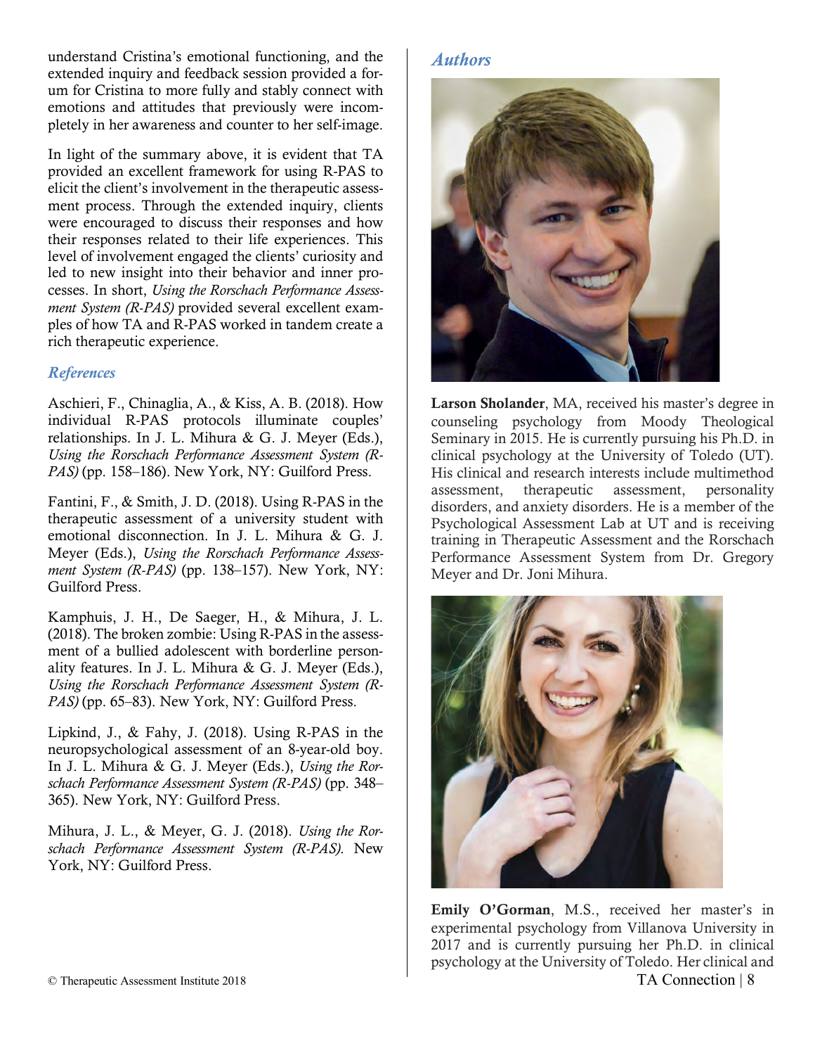understand Cristina's emotional functioning, and the extended inquiry and feedback session provided a forum for Cristina to more fully and stably connect with emotions and attitudes that previously were incompletely in her awareness and counter to her self-image.

In light of the summary above, it is evident that TA provided an excellent framework for using R-PAS to elicit the client's involvement in the therapeutic assessment process. Through the extended inquiry, clients were encouraged to discuss their responses and how their responses related to their life experiences. This level of involvement engaged the clients' curiosity and led to new insight into their behavior and inner processes. In short, *Using the Rorschach Performance Assessment System (R-PAS)* provided several excellent examples of how TA and R-PAS worked in tandem create a rich therapeutic experience.

## *References*

Aschieri, F., Chinaglia, A., & Kiss, A. B. (2018). How individual R-PAS protocols illuminate couples' relationships. In J. L. Mihura & G. J. Meyer (Eds.), *Using the Rorschach Performance Assessment System (R-PAS)* (pp. 158–186). New York, NY: Guilford Press.

Fantini, F., & Smith, J. D. (2018). Using R-PAS in the therapeutic assessment of a university student with emotional disconnection. In J. L. Mihura & G. J. Meyer (Eds.), *Using the Rorschach Performance Assessment System (R-PAS)* (pp. 138–157). New York, NY: Guilford Press.

Kamphuis, J. H., De Saeger, H., & Mihura, J. L. (2018). The broken zombie: Using R-PAS in the assessment of a bullied adolescent with borderline personality features. In J. L. Mihura & G. J. Meyer (Eds.), *Using the Rorschach Performance Assessment System (R-PAS)* (pp. 65–83). New York, NY: Guilford Press.

Lipkind, J., & Fahy, J. (2018). Using R-PAS in the neuropsychological assessment of an 8-year-old boy. In J. L. Mihura & G. J. Meyer (Eds.), *Using the Rorschach Performance Assessment System (R-PAS)* (pp. 348–365). New York, NY: Guilford Press.

Mihura, J. L., & Meyer, G. J. (2018). *Using the Rorschach Performance Assessment System (R-PAS).* New York, NY: Guilford Press.

## *Authors*

**Larson Sholander**, MA, received his master's degree in counseling psychology from Moody Theological Seminary in 2015. He is currently pursuing his Ph.D. in clinical psychology at the University of Toledo (UT). His clinical and research interests include multimethod assessment, therapeutic assessment, personality disorders, and anxiety disorders. He is a member of the Psychological Assessment Lab at UT and is receiving training in Therapeutic Assessment and the Rorschach Performance Assessment System from Dr. Gregory Meyer and Dr. Joni Mihura.

**Emily O'Gorman**, M.S., received her master's in experimental psychology from Villanova University in 2017 and is currently pursuing her Ph.D. in clinical psychology at the University of Toledo. Her clinical and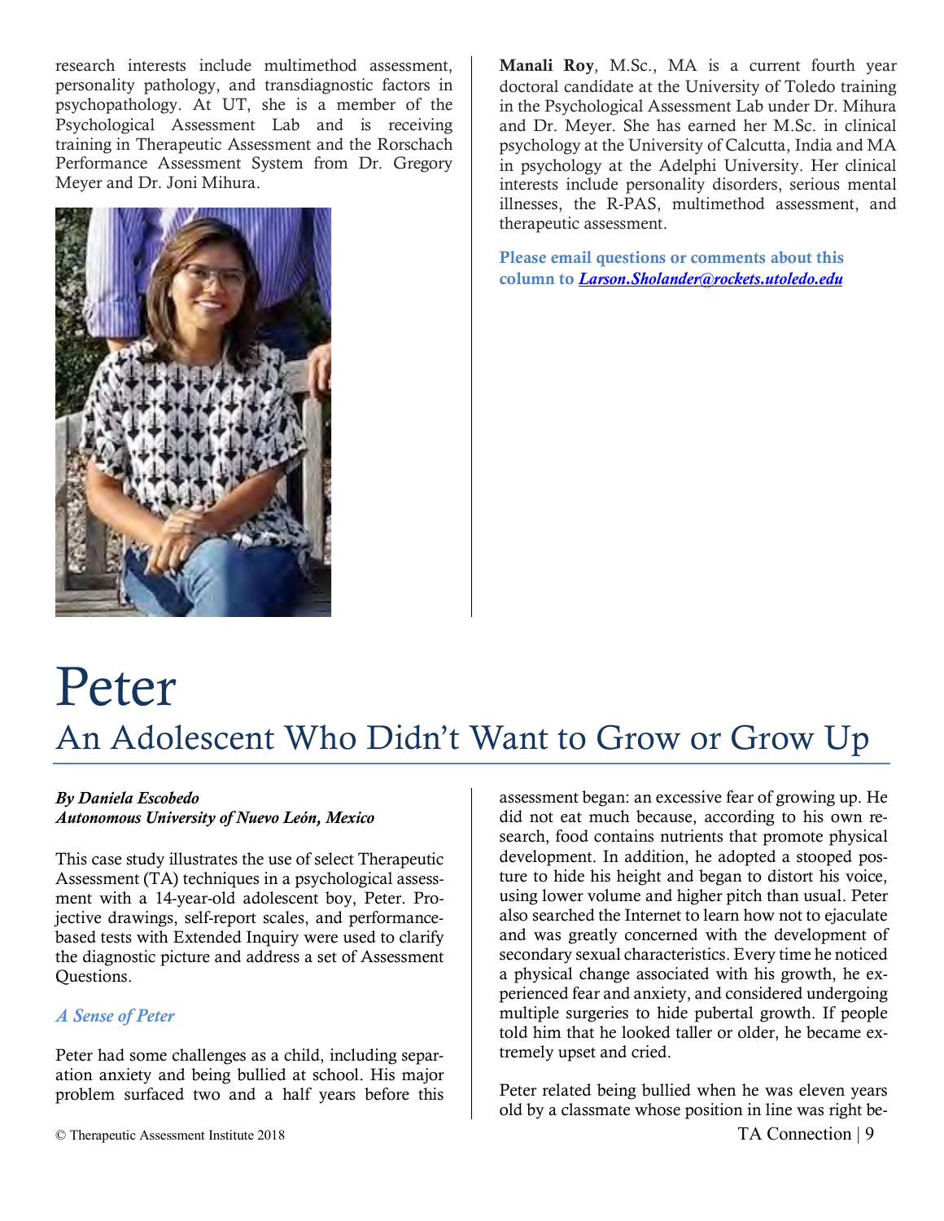research interests include multimethod assessment, personality pathology, and transdiagnostic factors in psychopathology. At UT, she is a member of the Psychological Assessment Lab and is receiving training in Therapeutic Assessment and the Rorschach Performance Assessment System from Dr. Gregory Meyer and Dr. Joni Mihura.

**Manali Roy**, M.Sc., MA is a current fourth year doctoral candidate at the University of Toledo training in the Psychological Assessment Lab under Dr. Mihura and Dr. Meyer. She has earned her M.Sc. in clinical psychology at the University of Calcutta, India and MA in psychology at the Adelphi University. Her clinical interests include personality disorders, serious mental illnesses, the R-PAS, multimethod assessment, and therapeutic assessment.

**Please email questions or comments about this column to *Larson.Sholander@rockets.utoledo.edu***

# Peter

## An Adolescent Who Didn't Want to Grow or Grow Up

***By Daniela Escobedo***
***Autonomous University of Nuevo León, Mexico***

This case study illustrates the use of select Therapeutic Assessment (TA) techniques in a psychological assessment with a 14-year-old adolescent boy, Peter. Projective drawings, self-report scales, and performance-based tests with Extended Inquiry were used to clarify the diagnostic picture and address a set of Assessment Questions.

### *A Sense of Peter*

Peter had some challenges as a child, including separation anxiety and being bullied at school. His major problem surfaced two and a half years before this assessment began: an excessive fear of growing up. He did not eat much because, according to his own research, food contains nutrients that promote physical development. In addition, he adopted a stooped posture to hide his height and began to distort his voice, using lower volume and higher pitch than usual. Peter also searched the Internet to learn how not to ejaculate and was greatly concerned with the development of secondary sexual characteristics. Every time he noticed a physical change associated with his growth, he experienced fear and anxiety, and considered undergoing multiple surgeries to hide pubertal growth. If people told him that he looked taller or older, he became extremely upset and cried.

Peter related being bullied when he was eleven years old by a classmate whose position in line was right be-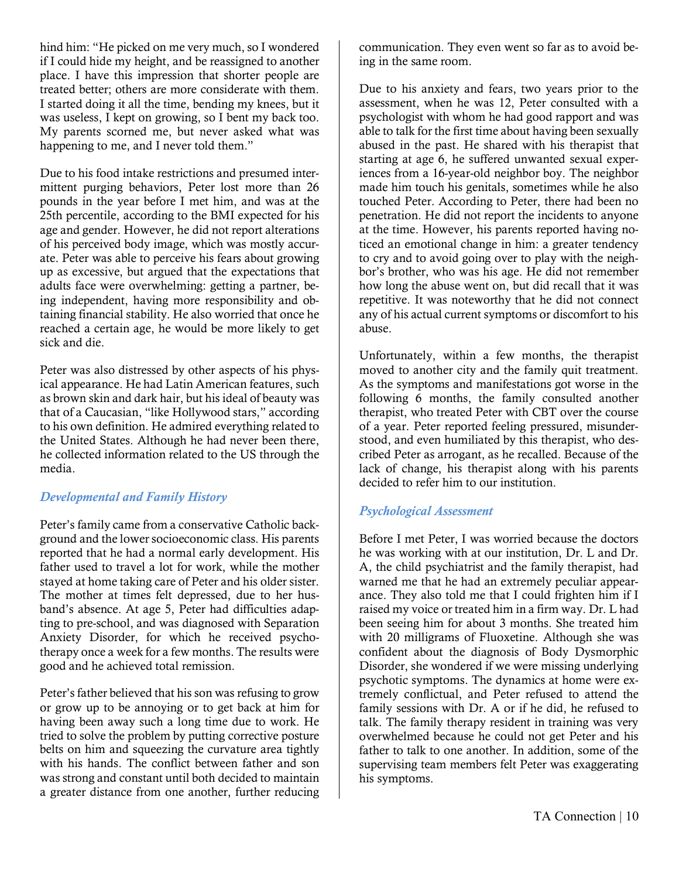hind him: "He picked on me very much, so I wondered if I could hide my height, and be reassigned to another place. I have this impression that shorter people are treated better; others are more considerate with them. I started doing it all the time, bending my knees, but it was useless, I kept on growing, so I bent my back too. My parents scorned me, but never asked what was happening to me, and I never told them."

Due to his food intake restrictions and presumed intermittent purging behaviors, Peter lost more than 26 pounds in the year before I met him, and was at the 25th percentile, according to the BMI expected for his age and gender. However, he did not report alterations of his perceived body image, which was mostly accurate. Peter was able to perceive his fears about growing up as excessive, but argued that the expectations that adults face were overwhelming: getting a partner, being independent, having more responsibility and obtaining financial stability. He also worried that once he reached a certain age, he would be more likely to get sick and die.

Peter was also distressed by other aspects of his physical appearance. He had Latin American features, such as brown skin and dark hair, but his ideal of beauty was that of a Caucasian, "like Hollywood stars," according to his own definition. He admired everything related to the United States. Although he had never been there, he collected information related to the US through the media.

### *Developmental and Family History*

Peter's family came from a conservative Catholic background and the lower socioeconomic class. His parents reported that he had a normal early development. His father used to travel a lot for work, while the mother stayed at home taking care of Peter and his older sister. The mother at times felt depressed, due to her husband's absence. At age 5, Peter had difficulties adapting to pre-school, and was diagnosed with Separation Anxiety Disorder, for which he received psychotherapy once a week for a few months. The results were good and he achieved total remission.

Peter's father believed that his son was refusing to grow or grow up to be annoying or to get back at him for having been away such a long time due to work. He tried to solve the problem by putting corrective posture belts on him and squeezing the curvature area tightly with his hands. The conflict between father and son was strong and constant until both decided to maintain a greater distance from one another, further reducing communication. They even went so far as to avoid being in the same room.

Due to his anxiety and fears, two years prior to the assessment, when he was 12, Peter consulted with a psychologist with whom he had good rapport and was able to talk for the first time about having been sexually abused in the past. He shared with his therapist that starting at age 6, he suffered unwanted sexual experiences from a 16-year-old neighbor boy. The neighbor made him touch his genitals, sometimes while he also touched Peter. According to Peter, there had been no penetration. He did not report the incidents to anyone at the time. However, his parents reported having noticed an emotional change in him: a greater tendency to cry and to avoid going over to play with the neighbor's brother, who was his age. He did not remember how long the abuse went on, but did recall that it was repetitive. It was noteworthy that he did not connect any of his actual current symptoms or discomfort to his abuse.

Unfortunately, within a few months, the therapist moved to another city and the family quit treatment. As the symptoms and manifestations got worse in the following 6 months, the family consulted another therapist, who treated Peter with CBT over the course of a year. Peter reported feeling pressured, misunderstood, and even humiliated by this therapist, who described Peter as arrogant, as he recalled. Because of the lack of change, his therapist along with his parents decided to refer him to our institution.

### *Psychological Assessment*

Before I met Peter, I was worried because the doctors he was working with at our institution, Dr. L and Dr. A, the child psychiatrist and the family therapist, had warned me that he had an extremely peculiar appearance. They also told me that I could frighten him if I raised my voice or treated him in a firm way. Dr. L had been seeing him for about 3 months. She treated him with 20 milligrams of Fluoxetine. Although she was confident about the diagnosis of Body Dysmorphic Disorder, she wondered if we were missing underlying psychotic symptoms. The dynamics at home were extremely conflictual, and Peter refused to attend the family sessions with Dr. A or if he did, he refused to talk. The family therapy resident in training was very overwhelmed because he could not get Peter and his father to talk to one another. In addition, some of the supervising team members felt Peter was exaggerating his symptoms.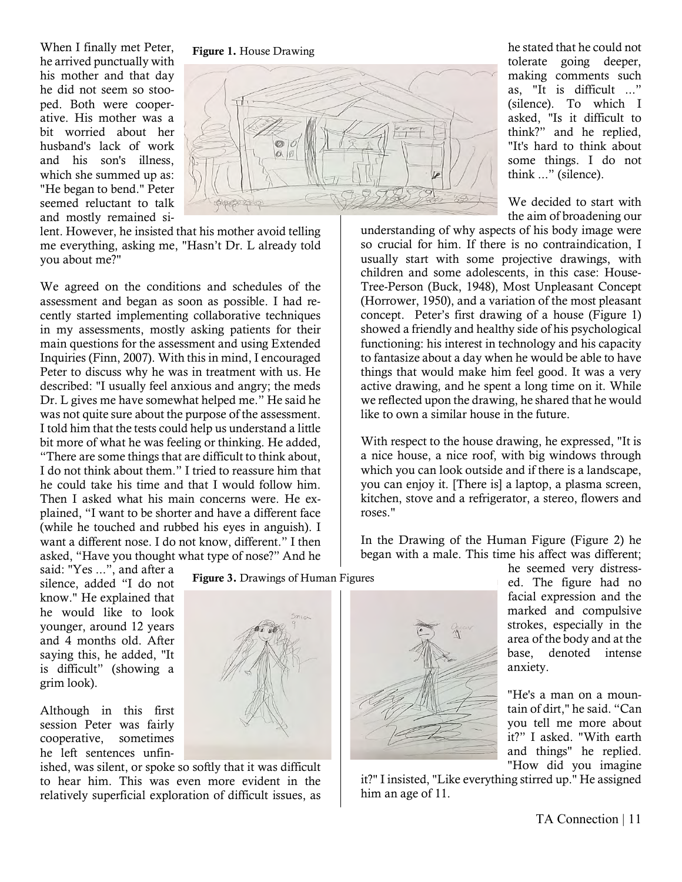When I finally met Peter, he arrived punctually with his mother and that day he did not seem so stooped. Both were cooperative. His mother was a bit worried about her husband's lack of work and his son's illness, which she summed up as: "He began to bend." Peter seemed reluctant to talk and mostly remained silent. However, he insisted that his mother avoid telling me everything, asking me, "Hasn't Dr. L already told you about me?"

Figure 1. House Drawing

We agreed on the conditions and schedules of the assessment and began as soon as possible. I had recently started implementing collaborative techniques in my assessments, mostly asking patients for their main questions for the assessment and using Extended Inquiries (Finn, 2007). With this in mind, I encouraged Peter to discuss why he was in treatment with us. He described: "I usually feel anxious and angry; the meds Dr. L gives me have somewhat helped me." He said he was not quite sure about the purpose of the assessment. I told him that the tests could help us understand a little bit more of what he was feeling or thinking. He added, "There are some things that are difficult to think about, I do not think about them." I tried to reassure him that he could take his time and that I would follow him. Then I asked what his main concerns were. He explained, "I want to be shorter and have a different face (while he touched and rubbed his eyes in anguish). I want a different nose. I do not know, different." I then asked, "Have you thought what type of nose?" And he said: "Yes ...", and after a silence, added "I do not know." He explained that he would like to look younger, around 12 years and 4 months old. After saying this, he added, "It is difficult" (showing a grim look).

Figure 3. Drawings of Human Figures

Although in this first session Peter was fairly cooperative, sometimes he left sentences unfinished, was silent, or spoke so softly that it was difficult to hear him. This was even more evident in the relatively superficial exploration of difficult issues, as he stated that he could not tolerate going deeper, making comments such as, "It is difficult ..." (silence). To which I asked, "Is it difficult to think?" and he replied, "It's hard to think about some things. I do not think ..." (silence).

We decided to start with the aim of broadening our understanding of why aspects of his body image were so crucial for him. If there is no contraindication, I usually start with some projective drawings, with children and some adolescents, in this case: House-Tree-Person (Buck, 1948), Most Unpleasant Concept (Horrower, 1950), and a variation of the most pleasant concept. Peter's first drawing of a house (Figure 1) showed a friendly and healthy side of his psychological functioning: his interest in technology and his capacity to fantasize about a day when he would be able to have things that would make him feel good. It was a very active drawing, and he spent a long time on it. While we reflected upon the drawing, he shared that he would like to own a similar house in the future.

With respect to the house drawing, he expressed, "It is a nice house, a nice roof, with big windows through which you can look outside and if there is a landscape, you can enjoy it. [There is] a laptop, a plasma screen, kitchen, stove and a refrigerator, a stereo, flowers and roses."

In the Drawing of the Human Figure (Figure 2) he began with a male. This time his affect was different; he seemed very distressed. The figure had no facial expression and the marked and compulsive strokes, especially in the area of the body and at the base, denoted intense anxiety.

"He's a man on a mountain of dirt," he said. "Can you tell me more about it?" I asked. "With earth and things" he replied. "How did you imagine it?" I insisted, "Like everything stirred up." He assigned him an age of 11.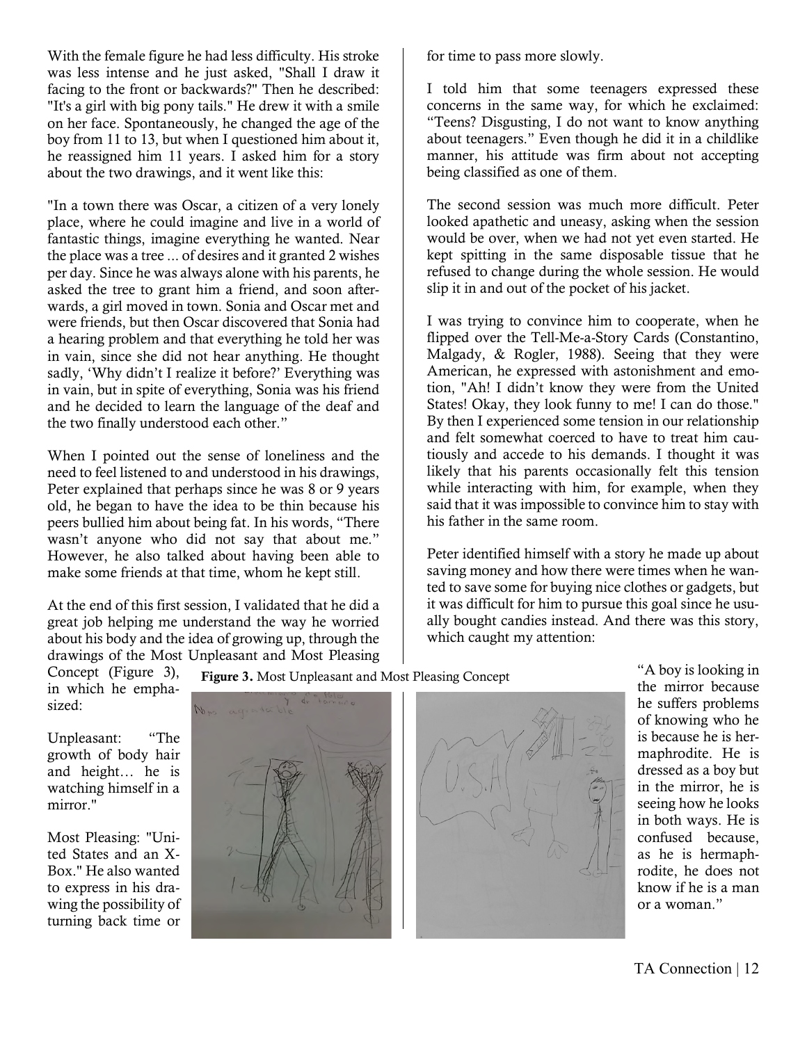With the female figure he had less difficulty. His stroke was less intense and he just asked, "Shall I draw it facing to the front or backwards?" Then he described: "It's a girl with big pony tails." He drew it with a smile on her face. Spontaneously, he changed the age of the boy from 11 to 13, but when I questioned him about it, he reassigned him 11 years. I asked him for a story about the two drawings, and it went like this:

"In a town there was Oscar, a citizen of a very lonely place, where he could imagine and live in a world of fantastic things, imagine everything he wanted. Near the place was a tree ... of desires and it granted 2 wishes per day. Since he was always alone with his parents, he asked the tree to grant him a friend, and soon afterwards, a girl moved in town. Sonia and Oscar met and were friends, but then Oscar discovered that Sonia had a hearing problem and that everything he told her was in vain, since she did not hear anything. He thought sadly, 'Why didn't I realize it before?' Everything was in vain, but in spite of everything, Sonia was his friend and he decided to learn the language of the deaf and the two finally understood each other."

When I pointed out the sense of loneliness and the need to feel listened to and understood in his drawings, Peter explained that perhaps since he was 8 or 9 years old, he began to have the idea to be thin because his peers bullied him about being fat. In his words, "There wasn't anyone who did not say that about me." However, he also talked about having been able to make some friends at that time, whom he kept still.

At the end of this first session, I validated that he did a great job helping me understand the way he worried about his body and the idea of growing up, through the drawings of the Most Unpleasant and Most Pleasing Concept (Figure 3), in which he emphasized:

Unpleasant: "The growth of body hair and height… he is watching himself in a mirror."

Most Pleasing: "United States and an X-Box." He also wanted to express in his drawing the possibility of turning back time or for time to pass more slowly.

**Figure 3.** Most Unpleasant and Most Pleasing Concept

I told him that some teenagers expressed these concerns in the same way, for which he exclaimed: "Teens? Disgusting, I do not want to know anything about teenagers." Even though he did it in a childlike manner, his attitude was firm about not accepting being classified as one of them.

The second session was much more difficult. Peter looked apathetic and uneasy, asking when the session would be over, when we had not yet even started. He kept spitting in the same disposable tissue that he refused to change during the whole session. He would slip it in and out of the pocket of his jacket.

I was trying to convince him to cooperate, when he flipped over the Tell-Me-a-Story Cards (Constantino, Malgady, & Rogler, 1988). Seeing that they were American, he expressed with astonishment and emotion, "Ah! I didn't know they were from the United States! Okay, they look funny to me! I can do those." By then I experienced some tension in our relationship and felt somewhat coerced to have to treat him cautiously and accede to his demands. I thought it was likely that his parents occasionally felt this tension while interacting with him, for example, when they said that it was impossible to convince him to stay with his father in the same room.

Peter identified himself with a story he made up about saving money and how there were times when he wanted to save some for buying nice clothes or gadgets, but it was difficult for him to pursue this goal since he usually bought candies instead. And there was this story, which caught my attention:

"A boy is looking in the mirror because he suffers problems of knowing who he is because he is hermaphrodite. He is dressed as a boy but in the mirror, he is seeing how he looks in both ways. He is confused because, as he is hermaphrodite, he does not know if he is a man or a woman."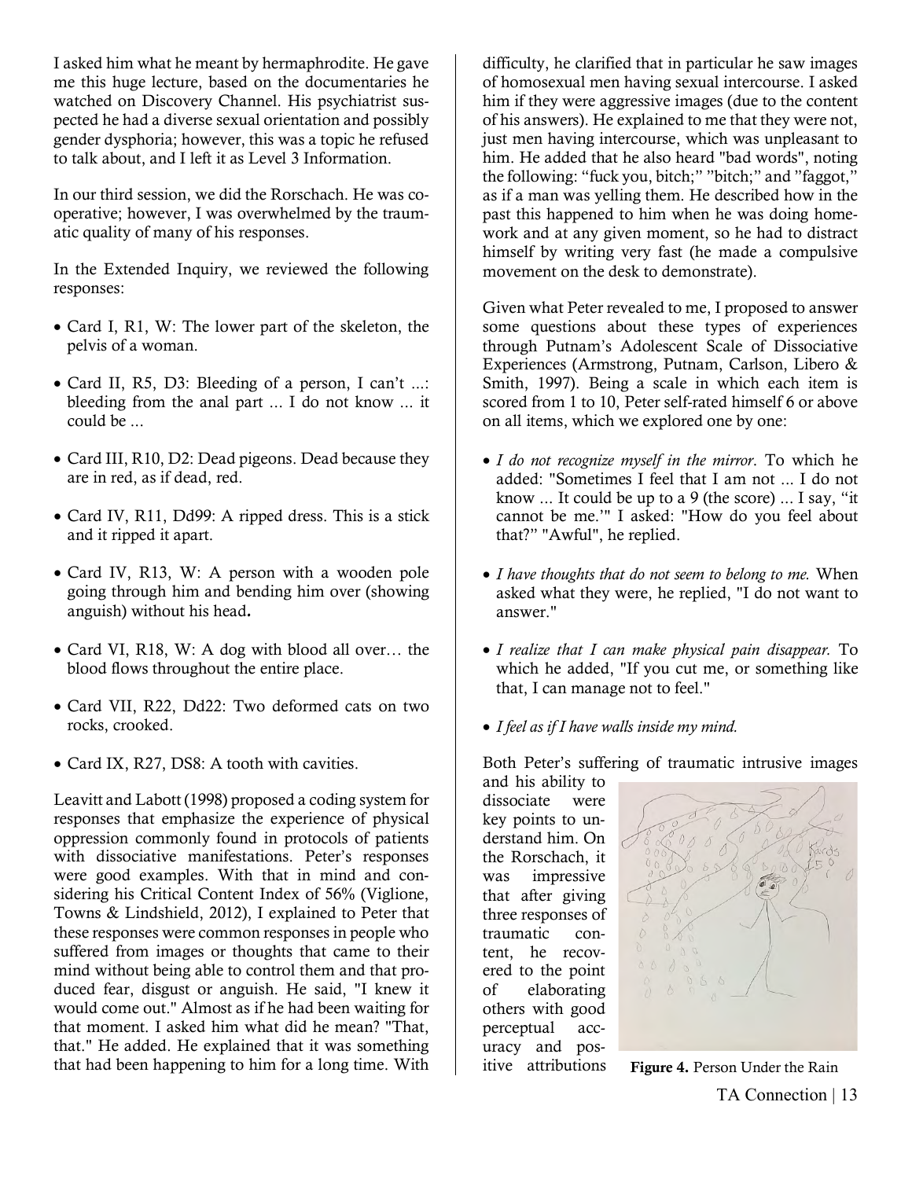I asked him what he meant by hermaphrodite. He gave me this huge lecture, based on the documentaries he watched on Discovery Channel. His psychiatrist suspected he had a diverse sexual orientation and possibly gender dysphoria; however, this was a topic he refused to talk about, and I left it as Level 3 Information.

In our third session, we did the Rorschach. He was cooperative; however, I was overwhelmed by the traumatic quality of many of his responses.

In the Extended Inquiry, we reviewed the following responses:

- Card I, R1, W: The lower part of the skeleton, the pelvis of a woman.
- Card II, R5, D3: Bleeding of a person, I can't ...: bleeding from the anal part ... I do not know ... it could be ...
- Card III, R10, D2: Dead pigeons. Dead because they are in red, as if dead, red.
- Card IV, R11, Dd99: A ripped dress. This is a stick and it ripped it apart.
- Card IV, R13, W: A person with a wooden pole going through him and bending him over (showing anguish) without his head**.**
- Card VI, R18, W: A dog with blood all over… the blood flows throughout the entire place.
- Card VII, R22, Dd22: Two deformed cats on two rocks, crooked.
- Card IX, R27, DS8: A tooth with cavities.

Leavitt and Labott (1998) proposed a coding system for responses that emphasize the experience of physical oppression commonly found in protocols of patients with dissociative manifestations. Peter's responses were good examples. With that in mind and considering his Critical Content Index of 56% (Viglione, Towns & Lindshield, 2012), I explained to Peter that these responses were common responses in people who suffered from images or thoughts that came to their mind without being able to control them and that produced fear, disgust or anguish. He said, "I knew it would come out." Almost as if he had been waiting for that moment. I asked him what did he mean? "That, that." He added. He explained that it was something that had been happening to him for a long time. With difficulty, he clarified that in particular he saw images of homosexual men having sexual intercourse. I asked him if they were aggressive images (due to the content of his answers). He explained to me that they were not, just men having intercourse, which was unpleasant to him. He added that he also heard "bad words", noting the following: "fuck you, bitch;" "bitch;" and "faggot," as if a man was yelling them. He described how in the past this happened to him when he was doing homework and at any given moment, so he had to distract himself by writing very fast (he made a compulsive movement on the desk to demonstrate).

Given what Peter revealed to me, I proposed to answer some questions about these types of experiences through Putnam's Adolescent Scale of Dissociative Experiences (Armstrong, Putnam, Carlson, Libero & Smith, 1997). Being a scale in which each item is scored from 1 to 10, Peter self-rated himself 6 or above on all items, which we explored one by one:

- *I do not recognize myself in the mirror*. To which he added: "Sometimes I feel that I am not ... I do not know ... It could be up to a 9 (the score) ... I say, "it cannot be me.'" I asked: "How do you feel about that?" "Awful", he replied.
- *I have thoughts that do not seem to belong to me.* When asked what they were, he replied, "I do not want to answer."
- *I realize that I can make physical pain disappear.* To which he added, "If you cut me, or something like that, I can manage not to feel."
- *I feel as if I have walls inside my mind.*

Both Peter's suffering of traumatic intrusive images and his ability to dissociate were key points to understand him. On the Rorschach, it was impressive that after giving three responses of traumatic content, he recovered to the point of elaborating others with good perceptual accuracy and positive attributions

**Figure 4.** Person Under the Rain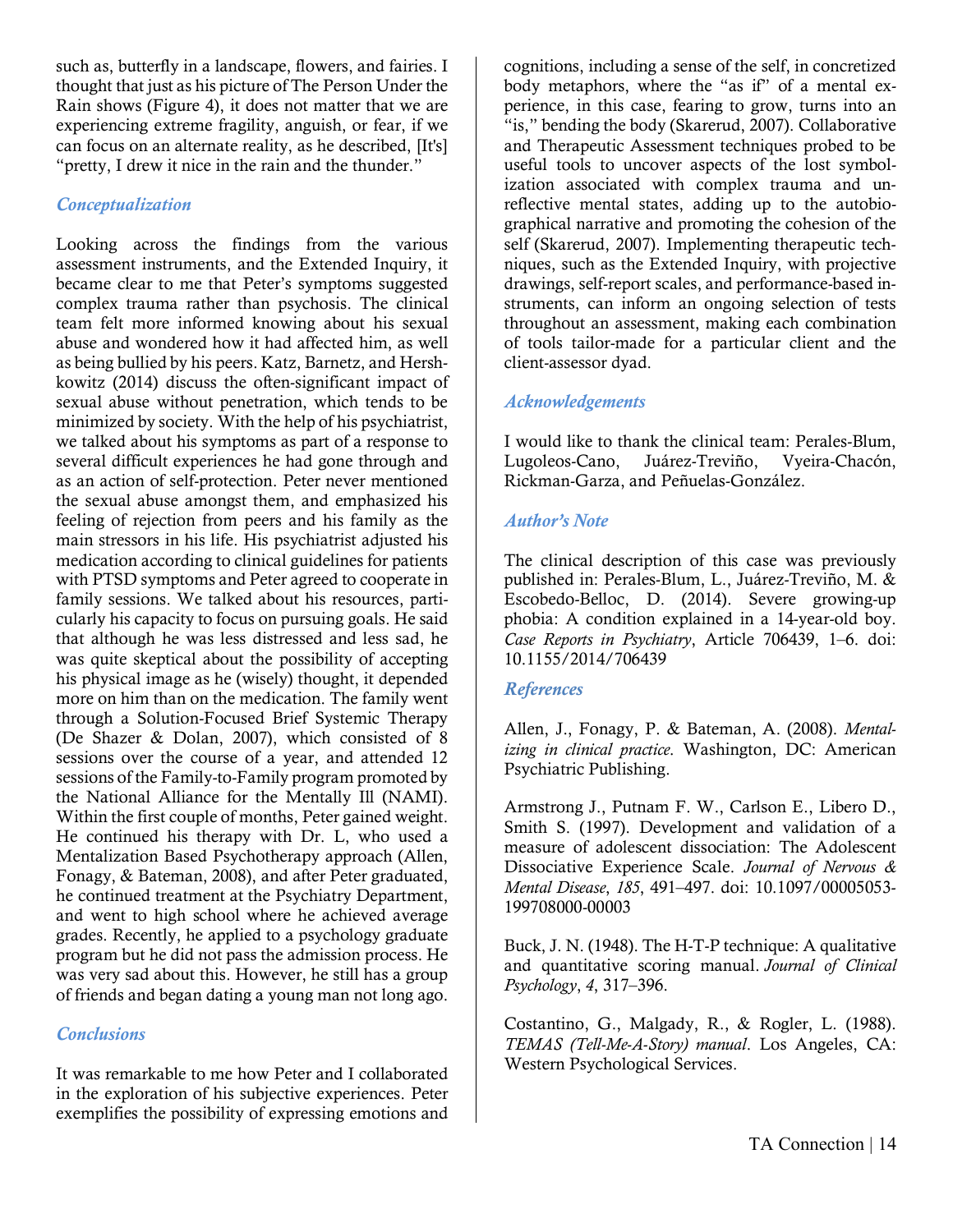such as, butterfly in a landscape, flowers, and fairies. I thought that just as his picture of The Person Under the Rain shows (Figure 4), it does not matter that we are experiencing extreme fragility, anguish, or fear, if we can focus on an alternate reality, as he described, [It's] "pretty, I drew it nice in the rain and the thunder."

### *Conceptualization*

Looking across the findings from the various assessment instruments, and the Extended Inquiry, it became clear to me that Peter's symptoms suggested complex trauma rather than psychosis. The clinical team felt more informed knowing about his sexual abuse and wondered how it had affected him, as well as being bullied by his peers. Katz, Barnetz, and Hershkowitz (2014) discuss the often-significant impact of sexual abuse without penetration, which tends to be minimized by society. With the help of his psychiatrist, we talked about his symptoms as part of a response to several difficult experiences he had gone through and as an action of self-protection. Peter never mentioned the sexual abuse amongst them, and emphasized his feeling of rejection from peers and his family as the main stressors in his life. His psychiatrist adjusted his medication according to clinical guidelines for patients with PTSD symptoms and Peter agreed to cooperate in family sessions. We talked about his resources, particularly his capacity to focus on pursuing goals. He said that although he was less distressed and less sad, he was quite skeptical about the possibility of accepting his physical image as he (wisely) thought, it depended more on him than on the medication. The family went through a Solution-Focused Brief Systemic Therapy (De Shazer & Dolan, 2007), which consisted of 8 sessions over the course of a year, and attended 12 sessions of the Family-to-Family program promoted by the National Alliance for the Mentally Ill (NAMI). Within the first couple of months, Peter gained weight. He continued his therapy with Dr. L, who used a Mentalization Based Psychotherapy approach (Allen, Fonagy, & Bateman, 2008), and after Peter graduated, he continued treatment at the Psychiatry Department, and went to high school where he achieved average grades. Recently, he applied to a psychology graduate program but he did not pass the admission process. He was very sad about this. However, he still has a group of friends and began dating a young man not long ago.

### *Conclusions*

It was remarkable to me how Peter and I collaborated in the exploration of his subjective experiences. Peter exemplifies the possibility of expressing emotions and cognitions, including a sense of the self, in concretized body metaphors, where the "as if" of a mental experience, in this case, fearing to grow, turns into an "is," bending the body (Skarerud, 2007). Collaborative and Therapeutic Assessment techniques probed to be useful tools to uncover aspects of the lost symbolization associated with complex trauma and unreflective mental states, adding up to the autobiographical narrative and promoting the cohesion of the self (Skarerud, 2007). Implementing therapeutic techniques, such as the Extended Inquiry, with projective drawings, self-report scales, and performance-based instruments, can inform an ongoing selection of tests throughout an assessment, making each combination of tools tailor-made for a particular client and the client-assessor dyad.

### *Acknowledgements*

I would like to thank the clinical team: Perales-Blum, Lugoleos-Cano, Juárez-Treviño, Vyeira-Chacón, Rickman-Garza, and Peñuelas-González.

### *Author's Note*

The clinical description of this case was previously published in: Perales-Blum, L., Juárez-Treviño, M. & Escobedo-Belloc, D. (2014). Severe growing-up phobia: A condition explained in a 14-year-old boy. *Case Reports in Psychiatry*, Article 706439, 1–6. doi: 10.1155/2014/706439

### *References*

Allen, J., Fonagy, P. & Bateman, A. (2008). *Mentalizing in clinical practice*. Washington, DC: American Psychiatric Publishing.

Armstrong J., Putnam F. W., Carlson E., Libero D., Smith S. (1997). Development and validation of a measure of adolescent dissociation: The Adolescent Dissociative Experience Scale. *Journal of Nervous & Mental Disease*, *185*, 491–497. doi: 10.1097/00005053-199708000-00003

Buck, J. N. (1948). The H-T-P technique: A qualitative and quantitative scoring manual. *Journal of Clinical Psychology*, *4*, 317–396.

Costantino, G., Malgady, R., & Rogler, L. (1988). *TEMAS (Tell-Me-A-Story) manual*. Los Angeles, CA: Western Psychological Services.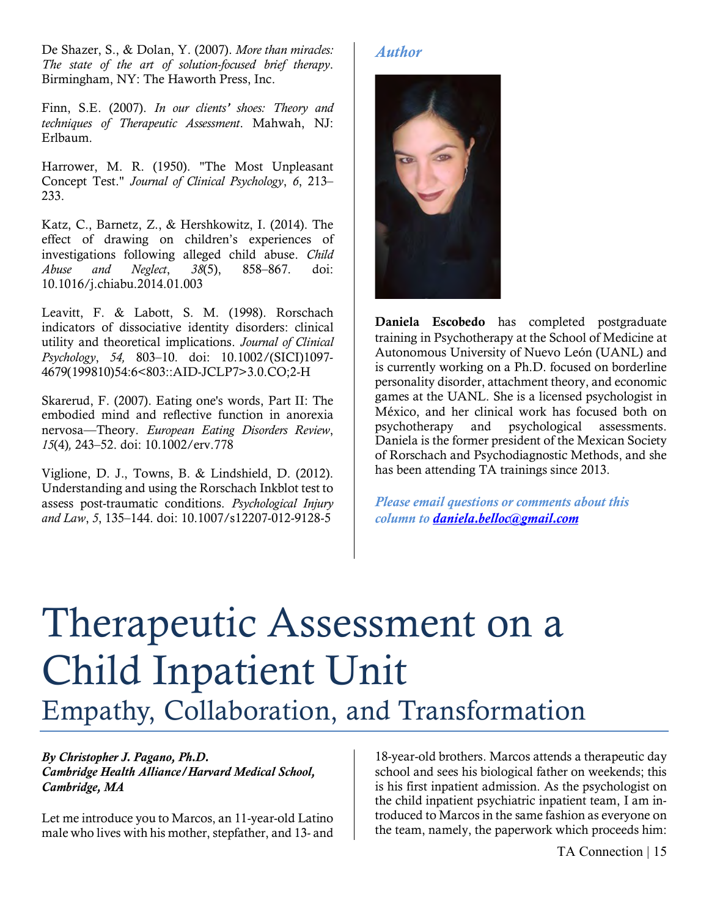De Shazer, S., & Dolan, Y. (2007). *More than miracles: The state of the art of solution-focused brief therapy*. Birmingham, NY: The Haworth Press, Inc.

Finn, S.E. (2007). *In our clients' shoes: Theory and techniques of Therapeutic Assessment*. Mahwah, NJ: Erlbaum.

Harrower, M. R. (1950). "The Most Unpleasant Concept Test." *Journal of Clinical Psychology*, *6*, 213–233.

Katz, C., Barnetz, Z., & Hershkowitz, I. (2014). The effect of drawing on children's experiences of investigations following alleged child abuse. *Child Abuse and Neglect*, *38*(5), 858–867. doi: 10.1016/j.chiabu.2014.01.003

Leavitt, F. & Labott, S. M. (1998). Rorschach indicators of dissociative identity disorders: clinical utility and theoretical implications. *Journal of Clinical Psychology*, *54,* 803–10. doi: 10.1002/(SICI)1097-4679(199810)54:6<803::AID-JCLP7>3.0.CO;2-H

Skarerud, F. (2007). Eating one's words, Part II: The embodied mind and reflective function in anorexia nervosa—Theory. *European Eating Disorders Review*, *15*(4)*,* 243–52. doi: 10.1002/erv.778

Viglione, D. J., Towns, B. & Lindshield, D. (2012). Understanding and using the Rorschach Inkblot test to assess post-traumatic conditions. *Psychological Injury and Law*, *5*, 135–144. doi: 10.1007/s12207-012-9128-5

### *Author*

**Daniela Escobedo** has completed postgraduate training in Psychotherapy at the School of Medicine at Autonomous University of Nuevo León (UANL) and is currently working on a Ph.D. focused on borderline personality disorder, attachment theory, and economic games at the UANL. She is a licensed psychologist in México, and her clinical work has focused both on psychotherapy and psychological assessments. Daniela is the former president of the Mexican Society of Rorschach and Psychodiagnostic Methods, and she has been attending TA trainings since 2013.

*Please email questions or comments about this column to* ***daniela.belloc@gmail.com***

# Therapeutic Assessment on a Child Inpatient Unit

## Empathy, Collaboration, and Transformation

***By Christopher J. Pagano, Ph.D.***
***Cambridge Health Alliance/Harvard Medical School, Cambridge, MA***

Let me introduce you to Marcos, an 11-year-old Latino male who lives with his mother, stepfather, and 13- and 18-year-old brothers. Marcos attends a therapeutic day school and sees his biological father on weekends; this is his first inpatient admission. As the psychologist on the child inpatient psychiatric inpatient team, I am introduced to Marcos in the same fashion as everyone on the team, namely, the paperwork which proceeds him: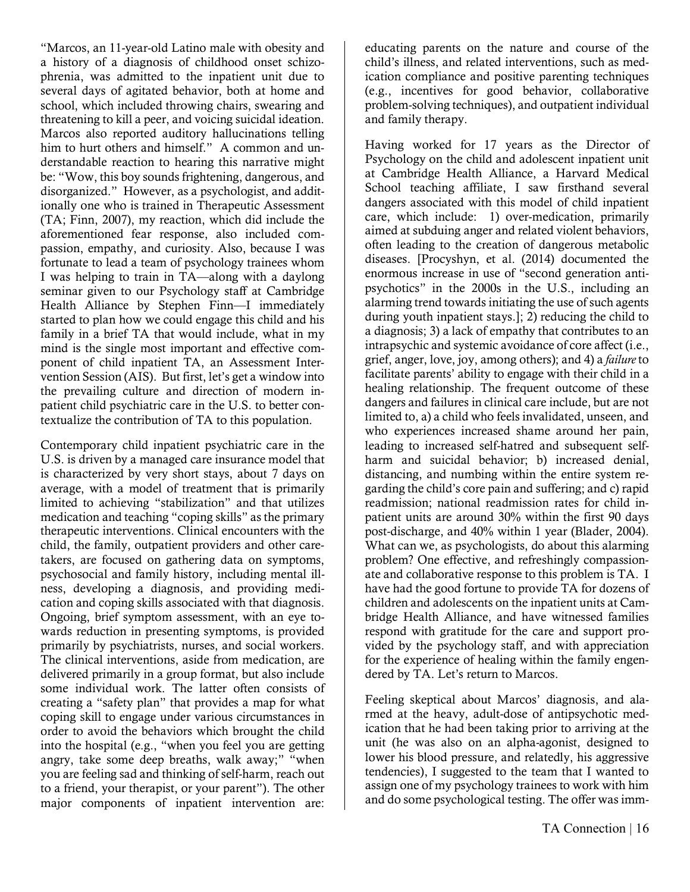"Marcos, an 11-year-old Latino male with obesity and a history of a diagnosis of childhood onset schizophrenia, was admitted to the inpatient unit due to several days of agitated behavior, both at home and school, which included throwing chairs, swearing and threatening to kill a peer, and voicing suicidal ideation. Marcos also reported auditory hallucinations telling him to hurt others and himself." A common and understandable reaction to hearing this narrative might be: "Wow, this boy sounds frightening, dangerous, and disorganized." However, as a psychologist, and additionally one who is trained in Therapeutic Assessment (TA; Finn, 2007), my reaction, which did include the aforementioned fear response, also included compassion, empathy, and curiosity. Also, because I was fortunate to lead a team of psychology trainees whom I was helping to train in TA—along with a daylong seminar given to our Psychology staff at Cambridge Health Alliance by Stephen Finn—I immediately started to plan how we could engage this child and his family in a brief TA that would include, what in my mind is the single most important and effective component of child inpatient TA, an Assessment Intervention Session (AIS). But first, let's get a window into the prevailing culture and direction of modern inpatient child psychiatric care in the U.S. to better contextualize the contribution of TA to this population.

Contemporary child inpatient psychiatric care in the U.S. is driven by a managed care insurance model that is characterized by very short stays, about 7 days on average, with a model of treatment that is primarily limited to achieving "stabilization" and that utilizes medication and teaching "coping skills" as the primary therapeutic interventions. Clinical encounters with the child, the family, outpatient providers and other caretakers, are focused on gathering data on symptoms, psychosocial and family history, including mental illness, developing a diagnosis, and providing medication and coping skills associated with that diagnosis. Ongoing, brief symptom assessment, with an eye towards reduction in presenting symptoms, is provided primarily by psychiatrists, nurses, and social workers. The clinical interventions, aside from medication, are delivered primarily in a group format, but also include some individual work. The latter often consists of creating a "safety plan" that provides a map for what coping skill to engage under various circumstances in order to avoid the behaviors which brought the child into the hospital (e.g., "when you feel you are getting angry, take some deep breaths, walk away;" "when you are feeling sad and thinking of self-harm, reach out to a friend, your therapist, or your parent"). The other major components of inpatient intervention are: educating parents on the nature and course of the child's illness, and related interventions, such as medication compliance and positive parenting techniques (e.g., incentives for good behavior, collaborative problem-solving techniques), and outpatient individual and family therapy.

Having worked for 17 years as the Director of Psychology on the child and adolescent inpatient unit at Cambridge Health Alliance, a Harvard Medical School teaching affiliate, I saw firsthand several dangers associated with this model of child inpatient care, which include: 1) over-medication, primarily aimed at subduing anger and related violent behaviors, often leading to the creation of dangerous metabolic diseases. [Procyshyn, et al. (2014) documented the enormous increase in use of "second generation antipsychotics" in the 2000s in the U.S., including an alarming trend towards initiating the use of such agents during youth inpatient stays.]; 2) reducing the child to a diagnosis; 3) a lack of empathy that contributes to an intrapsychic and systemic avoidance of core affect (i.e., grief, anger, love, joy, among others); and 4) a *failure* to facilitate parents' ability to engage with their child in a healing relationship. The frequent outcome of these dangers and failures in clinical care include, but are not limited to, a) a child who feels invalidated, unseen, and who experiences increased shame around her pain, leading to increased self-hatred and subsequent self-harm and suicidal behavior; b) increased denial, distancing, and numbing within the entire system regarding the child's core pain and suffering; and c) rapid readmission; national readmission rates for child inpatient units are around 30% within the first 90 days post-discharge, and 40% within 1 year (Blader, 2004). What can we, as psychologists, do about this alarming problem? One effective, and refreshingly compassionate and collaborative response to this problem is TA. I have had the good fortune to provide TA for dozens of children and adolescents on the inpatient units at Cambridge Health Alliance, and have witnessed families respond with gratitude for the care and support provided by the psychology staff, and with appreciation for the experience of healing within the family engendered by TA. Let's return to Marcos.

Feeling skeptical about Marcos' diagnosis, and alarmed at the heavy, adult-dose of antipsychotic medication that he had been taking prior to arriving at the unit (he was also on an alpha-agonist, designed to lower his blood pressure, and relatedly, his aggressive tendencies), I suggested to the team that I wanted to assign one of my psychology trainees to work with him and do some psychological testing. The offer was imm-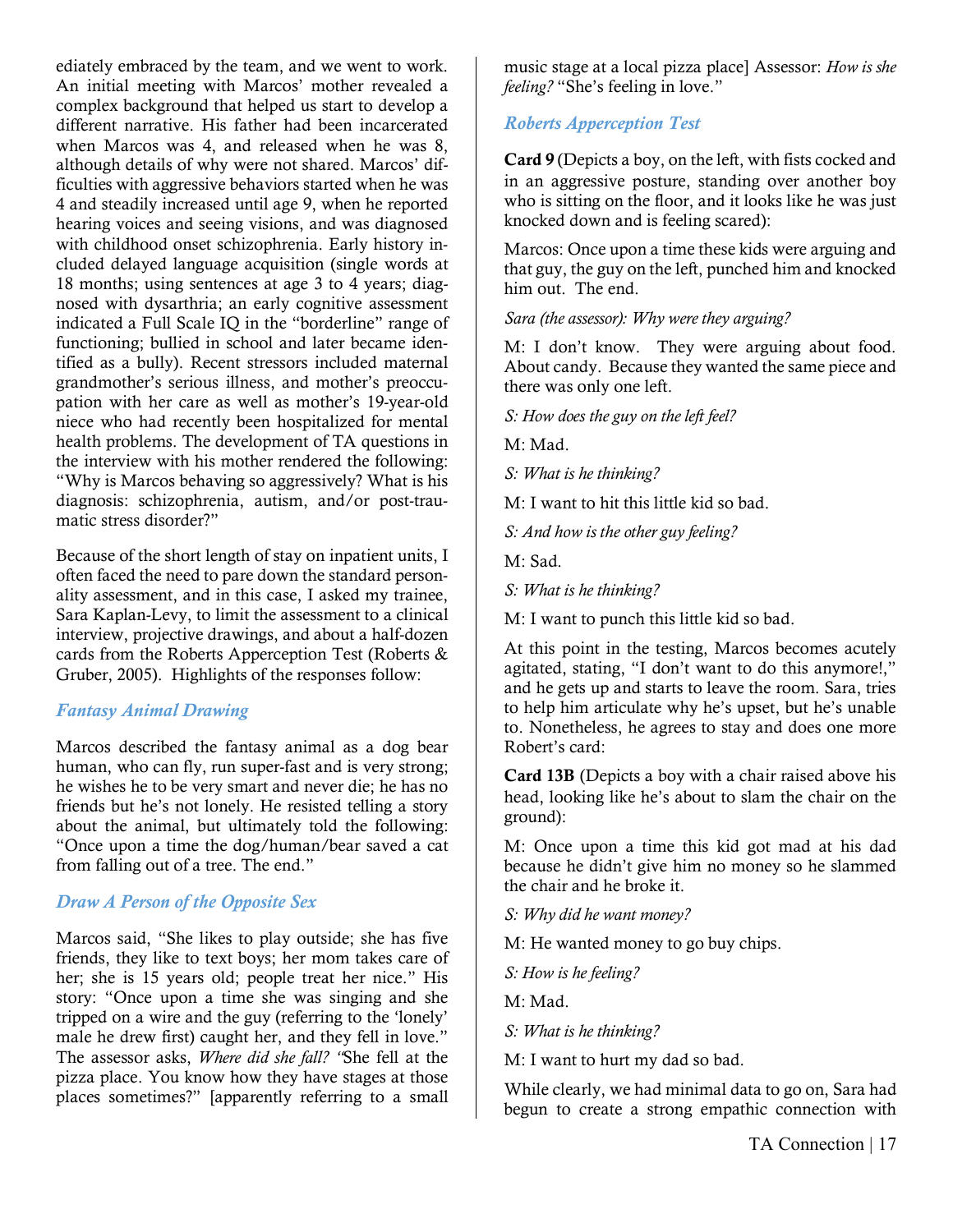ediately embraced by the team, and we went to work. An initial meeting with Marcos' mother revealed a complex background that helped us start to develop a different narrative. His father had been incarcerated when Marcos was 4, and released when he was 8, although details of why were not shared. Marcos' difficulties with aggressive behaviors started when he was 4 and steadily increased until age 9, when he reported hearing voices and seeing visions, and was diagnosed with childhood onset schizophrenia. Early history included delayed language acquisition (single words at 18 months; using sentences at age 3 to 4 years; diagnosed with dysarthria; an early cognitive assessment indicated a Full Scale IQ in the "borderline" range of functioning; bullied in school and later became identified as a bully). Recent stressors included maternal grandmother's serious illness, and mother's preoccupation with her care as well as mother's 19-year-old niece who had recently been hospitalized for mental health problems. The development of TA questions in the interview with his mother rendered the following: "Why is Marcos behaving so aggressively? What is his diagnosis: schizophrenia, autism, and/or post-traumatic stress disorder?"

Because of the short length of stay on inpatient units, I often faced the need to pare down the standard personality assessment, and in this case, I asked my trainee, Sara Kaplan-Levy, to limit the assessment to a clinical interview, projective drawings, and about a half-dozen cards from the Roberts Apperception Test (Roberts & Gruber, 2005). Highlights of the responses follow:

### *Fantasy Animal Drawing*

Marcos described the fantasy animal as a dog bear human, who can fly, run super-fast and is very strong; he wishes he to be very smart and never die; he has no friends but he's not lonely. He resisted telling a story about the animal, but ultimately told the following: "Once upon a time the dog/human/bear saved a cat from falling out of a tree. The end."

### *Draw A Person of the Opposite Sex*

Marcos said, "She likes to play outside; she has five friends, they like to text boys; her mom takes care of her; she is 15 years old; people treat her nice." His story: "Once upon a time she was singing and she tripped on a wire and the guy (referring to the 'lonely' male he drew first) caught her, and they fell in love." The assessor asks, *Where did she fall?* "She fell at the pizza place. You know how they have stages at those places sometimes?" [apparently referring to a small music stage at a local pizza place] Assessor: *How is she feeling?* "She's feeling in love."

### *Roberts Apperception Test*

**Card 9** (Depicts a boy, on the left, with fists cocked and in an aggressive posture, standing over another boy who is sitting on the floor, and it looks like he was just knocked down and is feeling scared):

Marcos: Once upon a time these kids were arguing and that guy, the guy on the left, punched him and knocked him out. The end.

*Sara (the assessor): Why were they arguing?*

M: I don't know. They were arguing about food. About candy. Because they wanted the same piece and there was only one left.

*S: How does the guy on the left feel?*

M: Mad.

*S: What is he thinking?*

M: I want to hit this little kid so bad.

*S: And how is the other guy feeling?*

M: Sad.

*S: What is he thinking?*

M: I want to punch this little kid so bad.

At this point in the testing, Marcos becomes acutely agitated, stating, "I don't want to do this anymore!," and he gets up and starts to leave the room. Sara, tries to help him articulate why he's upset, but he's unable to. Nonetheless, he agrees to stay and does one more Robert's card:

**Card 13B** (Depicts a boy with a chair raised above his head, looking like he's about to slam the chair on the ground):

M: Once upon a time this kid got mad at his dad because he didn't give him no money so he slammed the chair and he broke it.

*S: Why did he want money?*

M: He wanted money to go buy chips.

*S: How is he feeling?*

M: Mad.

*S: What is he thinking?*

M: I want to hurt my dad so bad.

While clearly, we had minimal data to go on, Sara had begun to create a strong empathic connection with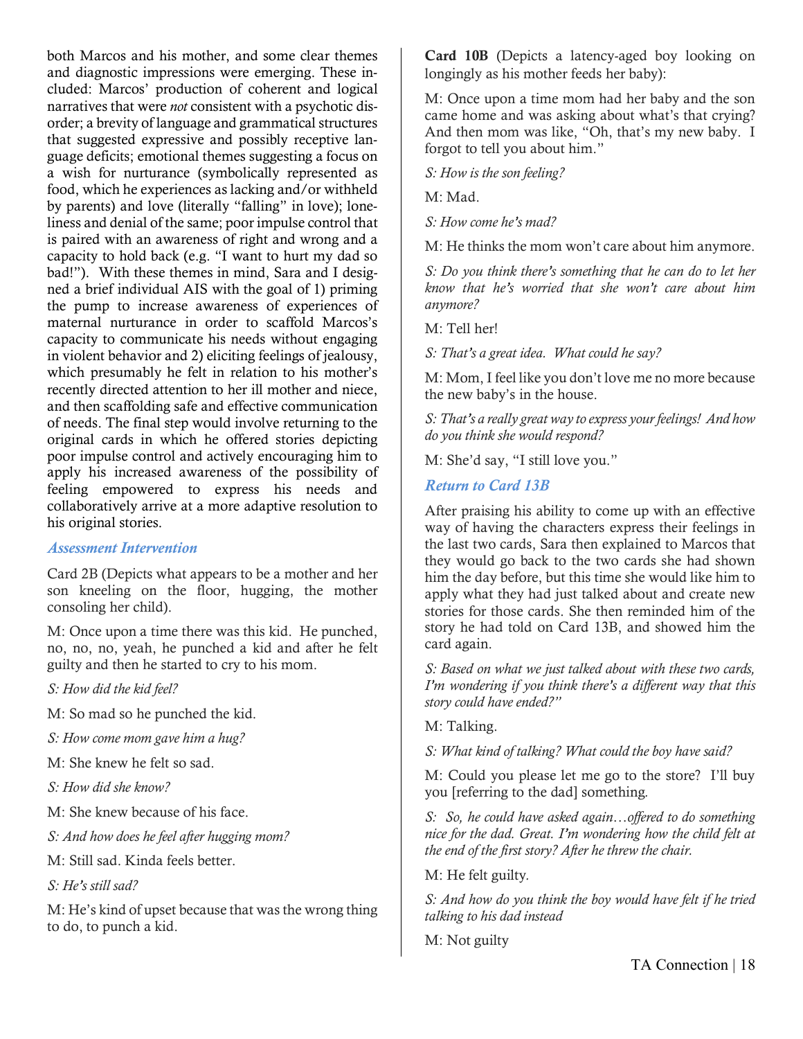both Marcos and his mother, and some clear themes and diagnostic impressions were emerging. These included: Marcos' production of coherent and logical narratives that were *not* consistent with a psychotic disorder; a brevity of language and grammatical structures that suggested expressive and possibly receptive language deficits; emotional themes suggesting a focus on a wish for nurturance (symbolically represented as food, which he experiences as lacking and/or withheld by parents) and love (literally "falling" in love); loneliness and denial of the same; poor impulse control that is paired with an awareness of right and wrong and a capacity to hold back (e.g. "I want to hurt my dad so bad!"). With these themes in mind, Sara and I designed a brief individual AIS with the goal of 1) priming the pump to increase awareness of experiences of maternal nurturance in order to scaffold Marcos's capacity to communicate his needs without engaging in violent behavior and 2) eliciting feelings of jealousy, which presumably he felt in relation to his mother's recently directed attention to her ill mother and niece, and then scaffolding safe and effective communication of needs. The final step would involve returning to the original cards in which he offered stories depicting poor impulse control and actively encouraging him to apply his increased awareness of the possibility of feeling empowered to express his needs and collaboratively arrive at a more adaptive resolution to his original stories.

### *Assessment Intervention*

Card 2B (Depicts what appears to be a mother and her son kneeling on the floor, hugging, the mother consoling her child).

M: Once upon a time there was this kid. He punched, no, no, no, yeah, he punched a kid and after he felt guilty and then he started to cry to his mom.

*S: How did the kid feel?*

M: So mad so he punched the kid.

*S: How come mom gave him a hug?*

M: She knew he felt so sad.

*S: How did she know?*

M: She knew because of his face.

*S: And how does he feel after hugging mom?*

M: Still sad. Kinda feels better.

*S: He's still sad?*

M: He's kind of upset because that was the wrong thing to do, to punch a kid.

**Card 10B** (Depicts a latency-aged boy looking on longingly as his mother feeds her baby):

M: Once upon a time mom had her baby and the son came home and was asking about what's that crying? And then mom was like, "Oh, that's my new baby. I forgot to tell you about him."

*S: How is the son feeling?*

M: Mad.

*S: How come he's mad?*

M: He thinks the mom won't care about him anymore.

*S: Do you think there's something that he can do to let her know that he's worried that she won't care about him anymore?*

M: Tell her!

*S: That's a great idea. What could he say?*

M: Mom, I feel like you don't love me no more because the new baby's in the house.

*S: That's a really great way to express your feelings! And how do you think she would respond?*

M: She'd say, "I still love you."

### *Return to Card 13B*

After praising his ability to come up with an effective way of having the characters express their feelings in the last two cards, Sara then explained to Marcos that they would go back to the two cards she had shown him the day before, but this time she would like him to apply what they had just talked about and create new stories for those cards. She then reminded him of the story he had told on Card 13B, and showed him the card again.

*S: Based on what we just talked about with these two cards, I'm wondering if you think there's a different way that this story could have ended?"*

M: Talking.

*S: What kind of talking? What could the boy have said?*

M: Could you please let me go to the store? I'll buy you [referring to the dad] something.

*S: So, he could have asked again…offered to do something nice for the dad. Great. I'm wondering how the child felt at the end of the first story? After he threw the chair.*

M: He felt guilty.

*S: And how do you think the boy would have felt if he tried talking to his dad instead*

M: Not guilty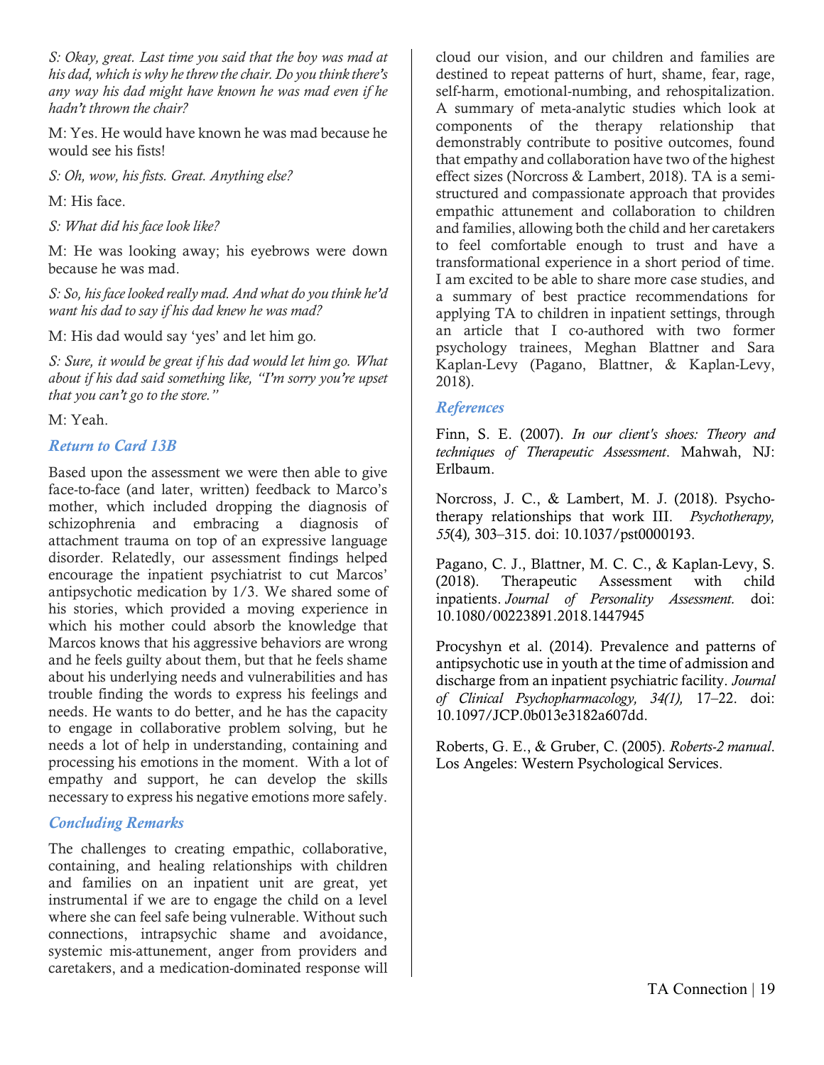*S: Okay, great. Last time you said that the boy was mad at his dad, which is why he threw the chair. Do you think there's any way his dad might have known he was mad even if he hadn't thrown the chair?*

M: Yes. He would have known he was mad because he would see his fists!

*S: Oh, wow, his fists. Great. Anything else?*

M: His face.

*S: What did his face look like?*

M: He was looking away; his eyebrows were down because he was mad.

*S: So, his face looked really mad. And what do you think he'd want his dad to say if his dad knew he was mad?*

M: His dad would say 'yes' and let him go.

*S: Sure, it would be great if his dad would let him go. What about if his dad said something like, "I'm sorry you're upset that you can't go to the store."*

M: Yeah.

### *Return to Card 13B*

Based upon the assessment we were then able to give face-to-face (and later, written) feedback to Marco's mother, which included dropping the diagnosis of schizophrenia and embracing a diagnosis of attachment trauma on top of an expressive language disorder. Relatedly, our assessment findings helped encourage the inpatient psychiatrist to cut Marcos' antipsychotic medication by 1/3. We shared some of his stories, which provided a moving experience in which his mother could absorb the knowledge that Marcos knows that his aggressive behaviors are wrong and he feels guilty about them, but that he feels shame about his underlying needs and vulnerabilities and has trouble finding the words to express his feelings and needs. He wants to do better, and he has the capacity to engage in collaborative problem solving, but he needs a lot of help in understanding, containing and processing his emotions in the moment. With a lot of empathy and support, he can develop the skills necessary to express his negative emotions more safely.

### *Concluding Remarks*

The challenges to creating empathic, collaborative, containing, and healing relationships with children and families on an inpatient unit are great, yet instrumental if we are to engage the child on a level where she can feel safe being vulnerable. Without such connections, intrapsychic shame and avoidance, systemic mis-attunement, anger from providers and caretakers, and a medication-dominated response will cloud our vision, and our children and families are destined to repeat patterns of hurt, shame, fear, rage, self-harm, emotional-numbing, and rehospitalization. A summary of meta-analytic studies which look at components of the therapy relationship that demonstrably contribute to positive outcomes, found that empathy and collaboration have two of the highest effect sizes (Norcross & Lambert, 2018). TA is a semi-structured and compassionate approach that provides empathic attunement and collaboration to children and families, allowing both the child and her caretakers to feel comfortable enough to trust and have a transformational experience in a short period of time. I am excited to be able to share more case studies, and a summary of best practice recommendations for applying TA to children in inpatient settings, through an article that I co-authored with two former psychology trainees, Meghan Blattner and Sara Kaplan-Levy (Pagano, Blattner, & Kaplan-Levy, 2018).

### *References*

Finn, S. E. (2007). *In our client's shoes: Theory and techniques of Therapeutic Assessment*. Mahwah, NJ: Erlbaum.

Norcross, J. C., & Lambert, M. J. (2018). Psychotherapy relationships that work III. *Psychotherapy, 55*(4)*,* 303–315. doi: 10.1037/pst0000193.

Pagano, C. J., Blattner, M. C. C., & Kaplan-Levy, S. (2018). Therapeutic Assessment with child inpatients. *Journal of Personality Assessment.* doi: 10.1080/00223891.2018.1447945

Procyshyn et al. (2014). Prevalence and patterns of antipsychotic use in youth at the time of admission and discharge from an inpatient psychiatric facility. *Journal of Clinical Psychopharmacology, 34(1),* 17–22. doi: 10.1097/JCP.0b013e3182a607dd.

Roberts, G. E., & Gruber, C. (2005). *Roberts-2 manual*. Los Angeles: Western Psychological Services.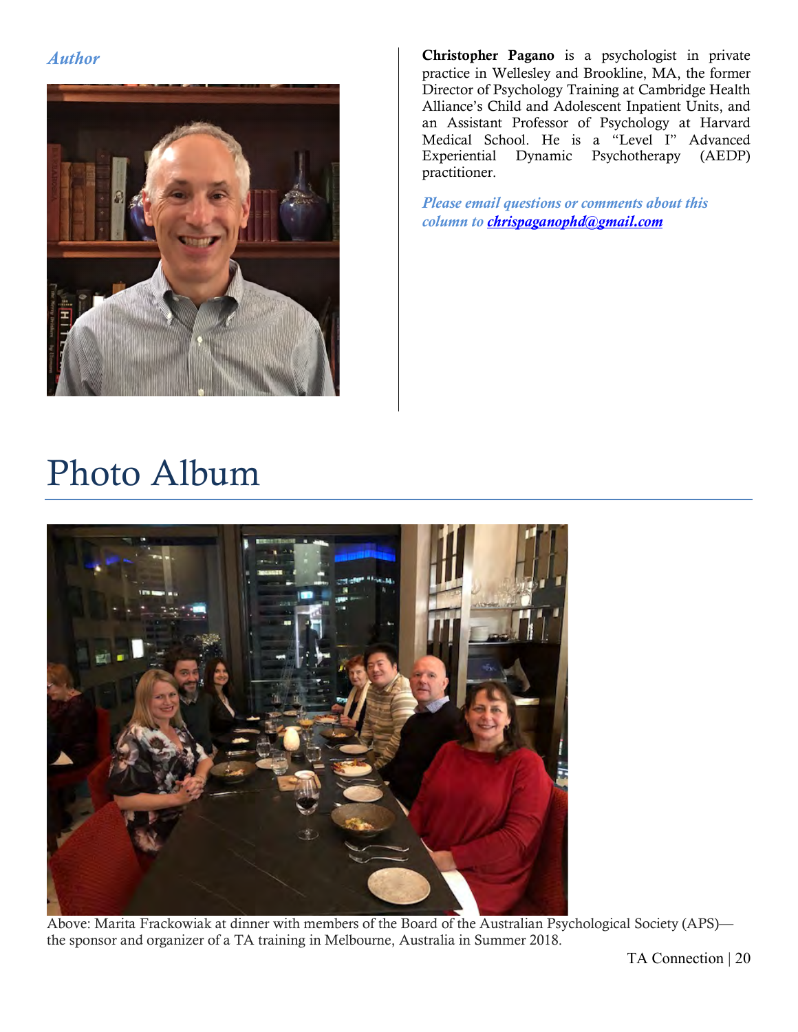*Author*

**Christopher Pagano** is a psychologist in private practice in Wellesley and Brookline, MA, the former Director of Psychology Training at Cambridge Health Alliance's Child and Adolescent Inpatient Units, and an Assistant Professor of Psychology at Harvard Medical School. He is a "Level I" Advanced Experiential Dynamic Psychotherapy (AEDP) practitioner.

*Please email questions or comments about this column to* ***chrispaganophd@gmail.com***

# Photo Album

Above: Marita Frackowiak at dinner with members of the Board of the Australian Psychological Society (APS)—the sponsor and organizer of a TA training in Melbourne, Australia in Summer 2018.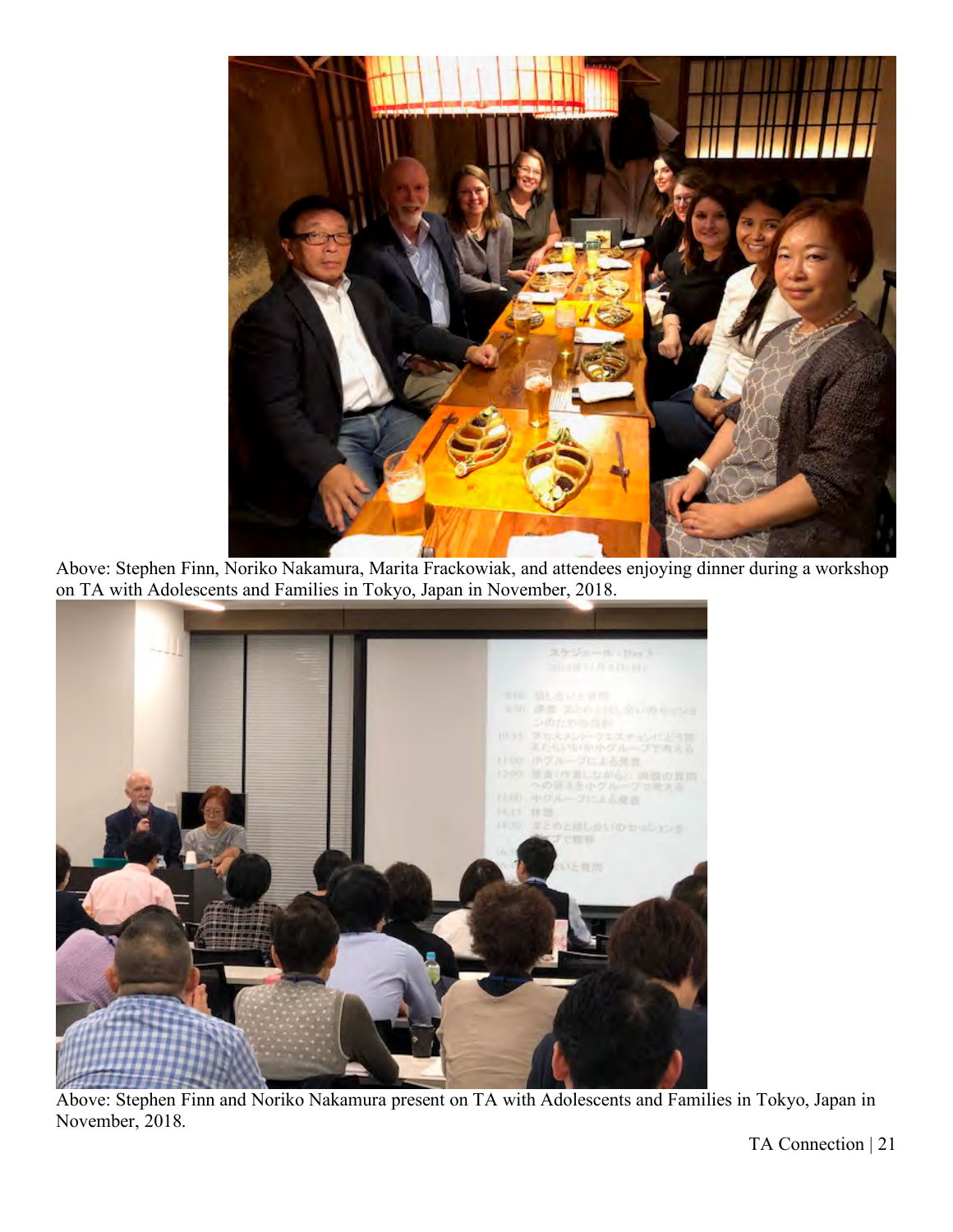Above: Stephen Finn, Noriko Nakamura, Marita Frackowiak, and attendees enjoying dinner during a workshop on TA with Adolescents and Families in Tokyo, Japan in November, 2018.

Above: Stephen Finn and Noriko Nakamura present on TA with Adolescents and Families in Tokyo, Japan in November, 2018.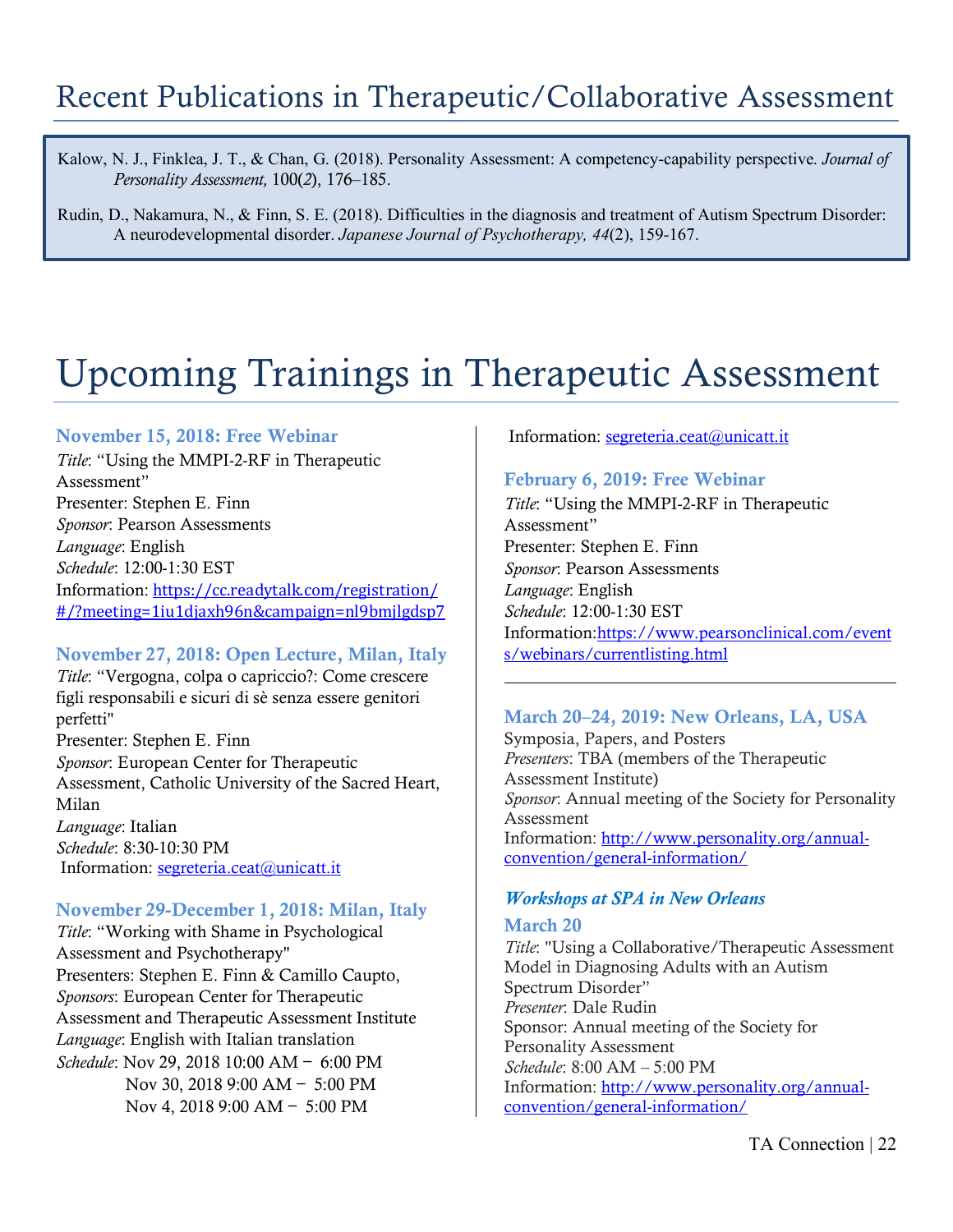# Recent Publications in Therapeutic/Collaborative Assessment

Kalow, N. J., Finklea, J. T., & Chan, G. (2018). Personality Assessment: A competency-capability perspective. *Journal of Personality Assessment,* 100(*2*), 176–185.

Rudin, D., Nakamura, N., & Finn, S. E. (2018). Difficulties in the diagnosis and treatment of Autism Spectrum Disorder: A neurodevelopmental disorder. *Japanese Journal of Psychotherapy, 44*(2), 159-167.

# Upcoming Trainings in Therapeutic Assessment

### November 15, 2018: Free Webinar

*Title*: "Using the MMPI-2-RF in Therapeutic Assessment"
Presenter: Stephen E. Finn
*Sponsor*: Pearson Assessments
*Language*: English
*Schedule*: 12:00-1:30 EST
Information: https://cc.readytalk.com/registration/#/?meeting=1iu1djaxh96n&campaign=nl9bmjlgdsp7

### November 27, 2018: Open Lecture, Milan, Italy

*Title*: "Vergogna, colpa o capriccio?: Come crescere figli responsabili e sicuri di sè senza essere genitori perfetti"
Presenter: Stephen E. Finn
*Sponsor*: European Center for Therapeutic Assessment, Catholic University of the Sacred Heart, Milan
*Language*: Italian
*Schedule*: 8:30-10:30 PM
Information: segreteria.ceat@unicatt.it

### November 29-December 1, 2018: Milan, Italy

*Title*: "Working with Shame in Psychological Assessment and Psychotherapy"
Presenters: Stephen E. Finn & Camillo Caupto,
*Sponsors*: European Center for Therapeutic Assessment and Therapeutic Assessment Institute
*Language*: English with Italian translation
*Schedule*: Nov 29, 2018 10:00 AM − 6:00 PM
Nov 30, 2018 9:00 AM − 5:00 PM
Nov 4, 2018 9:00 AM − 5:00 PM
Information: segreteria.ceat@unicatt.it

### February 6, 2019: Free Webinar

*Title*: "Using the MMPI-2-RF in Therapeutic Assessment"
Presenter: Stephen E. Finn
*Sponsor*: Pearson Assessments
*Language*: English
*Schedule*: 12:00-1:30 EST
Information: https://www.pearsonclinical.com/events/webinars/currentlisting.html

---

### March 20–24, 2019: New Orleans, LA, USA

Symposia, Papers, and Posters
*Presenters*: TBA (members of the Therapeutic Assessment Institute)
*Sponsor*: Annual meeting of the Society for Personality Assessment
Information: http://www.personality.org/annual-convention/general-information/

### *Workshops at SPA in New Orleans*

### March 20

*Title*: "Using a Collaborative/Therapeutic Assessment Model in Diagnosing Adults with an Autism Spectrum Disorder"
*Presenter*: Dale Rudin
Sponsor: Annual meeting of the Society for Personality Assessment
*Schedule*: 8:00 AM – 5:00 PM
Information: http://www.personality.org/annual-convention/general-information/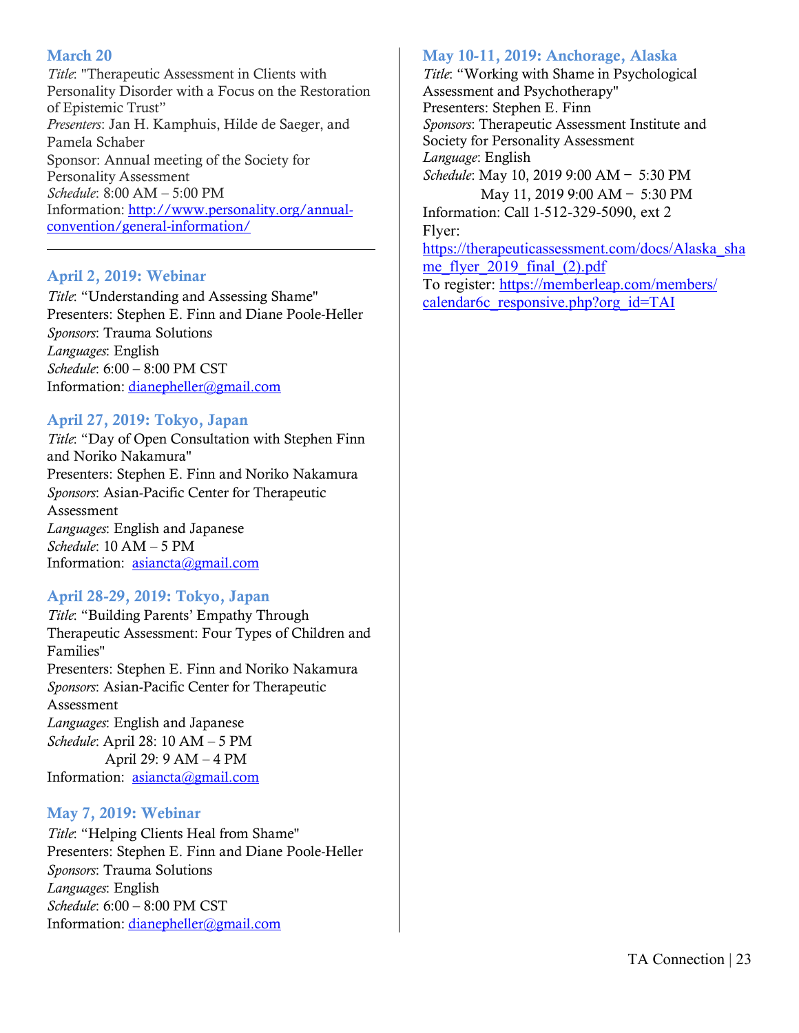### March 20

*Title*: "Therapeutic Assessment in Clients with Personality Disorder with a Focus on the Restoration of Epistemic Trust"
*Presenters*: Jan H. Kamphuis, Hilde de Saeger, and Pamela Schaber
Sponsor: Annual meeting of the Society for Personality Assessment
*Schedule*: 8:00 AM – 5:00 PM
Information: http://www.personality.org/annual-convention/general-information/

---

### April 2, 2019: Webinar

*Title*: "Understanding and Assessing Shame"
Presenters: Stephen E. Finn and Diane Poole-Heller
*Sponsors*: Trauma Solutions
*Languages*: English
*Schedule*: 6:00 – 8:00 PM CST
Information: dianepheller@gmail.com

### April 27, 2019: Tokyo, Japan

*Title*: "Day of Open Consultation with Stephen Finn and Noriko Nakamura"
Presenters: Stephen E. Finn and Noriko Nakamura
*Sponsors*: Asian-Pacific Center for Therapeutic Assessment
*Languages*: English and Japanese
*Schedule*: 10 AM – 5 PM
Information: asiancta@gmail.com

### April 28-29, 2019: Tokyo, Japan

*Title*: "Building Parents' Empathy Through Therapeutic Assessment: Four Types of Children and Families"
Presenters: Stephen E. Finn and Noriko Nakamura
*Sponsors*: Asian-Pacific Center for Therapeutic Assessment
*Languages*: English and Japanese
*Schedule*: April 28: 10 AM – 5 PM
April 29: 9 AM – 4 PM
Information: asiancta@gmail.com

### May 7, 2019: Webinar

*Title*: "Helping Clients Heal from Shame"
Presenters: Stephen E. Finn and Diane Poole-Heller
*Sponsors*: Trauma Solutions
*Languages*: English
*Schedule*: 6:00 – 8:00 PM CST
Information: dianepheller@gmail.com

### May 10-11, 2019: Anchorage, Alaska

*Title*: "Working with Shame in Psychological Assessment and Psychotherapy"
Presenters: Stephen E. Finn
*Sponsors*: Therapeutic Assessment Institute and Society for Personality Assessment
*Language*: English
*Schedule*: May 10, 2019 9:00 AM – 5:30 PM
May 11, 2019 9:00 AM – 5:30 PM
Information: Call 1-512-329-5090, ext 2
Flyer: https://therapeuticassessment.com/docs/Alaska_shame_flyer_2019_final_(2).pdf
To register: https://memberleap.com/members/calendar6c_responsive.php?org_id=TAI